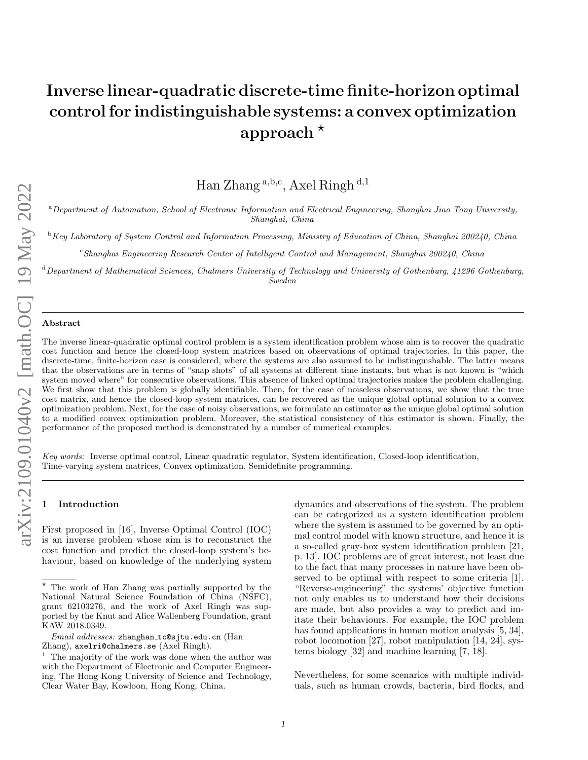# Inverse linear-quadratic discrete-time finite-horizon optimal control for indistinguishable systems: a convex optimization approach [⋆]

Han Zhang [a,b,c], Axel Ringh [d,1]

[a] *Department of Automation, School of Electronic Information and Electrical Engineering, Shanghai Jiao Tong University, Shanghai, China*

[b] *Key Laboratory of System Control and Information Processing, Ministry of Education of China, Shanghai 200240, China*

[c] *Shanghai Engineering Research Center of Intelligent Control and Management, Shanghai 200240, China*

[d] *Department of Mathematical Sciences, Chalmers University of Technology and University of Gothenburg, 41296 Gothenburg, Sweden*

---

**Abstract**

The inverse linear-quadratic optimal control problem is a system identification problem whose aim is to recover the quadratic cost function and hence the closed-loop system matrices based on observations of optimal trajectories. In this paper, the discrete-time, finite-horizon case is considered, where the systems are also assumed to be indistinguishable. The latter means that the observations are in terms of "snap shots" of all systems at different time instants, but what is not known is "which system moved where" for consecutive observations. This absence of linked optimal trajectories makes the problem challenging. We first show that this problem is globally identifiable. Then, for the case of noiseless observations, we show that the true cost matrix, and hence the closed-loop system matrices, can be recovered as the unique global optimal solution to a convex optimization problem. Next, for the case of noisy observations, we formulate an estimator as the unique global optimal solution to a modified convex optimization problem. Moreover, the statistical consistency of this estimator is shown. Finally, the performance of the proposed method is demonstrated by a number of numerical examples.

*Key words:* Inverse optimal control, Linear quadratic regulator, System identification, Closed-loop identification, Time-varying system matrices, Convex optimization, Semidefinite programming.

---

## 1 Introduction

First proposed in [16], Inverse Optimal Control (IOC) is an inverse problem whose aim is to reconstruct the cost function and predict the closed-loop system's behaviour, based on knowledge of the underlying system dynamics and observations of the system. The problem can be categorized as a system identification problem where the system is assumed to be governed by an optimal control model with known structure, and hence it is a so-called gray-box system identification problem [21, p. 13]. IOC problems are of great interest, not least due to the fact that many processes in nature have been observed to be optimal with respect to some criteria [1]. "Reverse-engineering" the systems' objective function not only enables us to understand how their decisions are made, but also provides a way to predict and imitate their behaviours. For example, the IOC problem has found applications in human motion analysis [5, 34], robot locomotion [27], robot manipulation [14, 24], systems biology [32] and machine learning [7, 18].

Nevertheless, for some scenarios with multiple individuals, such as human crowds, bacteria, bird flocks, and

---

[⋆] The work of Han Zhang was partially supported by the National Natural Science Foundation of China (NSFC), grant 62103276, and the work of Axel Ringh was supported by the Knut and Alice Wallenberg Foundation, grant KAW 2018.0349.

*Email addresses:* zhanghan_tc@sjtu.edu.cn (Han Zhang), axelri@chalmers.se (Axel Ringh).

[1] The majority of the work was done when the author was with the Department of Electronic and Computer Engineering, The Hong Kong University of Science and Technology, Clear Water Bay, Kowloon, Hong Kong, China.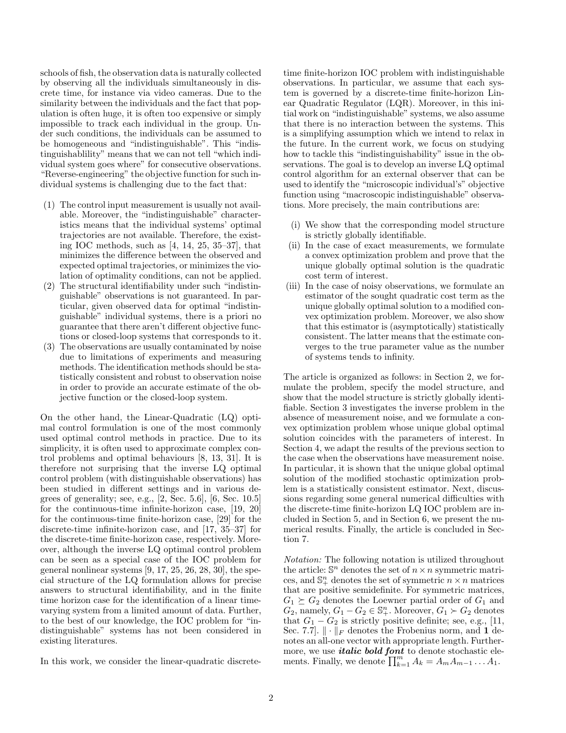schools of fish, the observation data is naturally collected by observing all the individuals simultaneously in discrete time, for instance via video cameras. Due to the similarity between the individuals and the fact that population is often huge, it is often too expensive or simply impossible to track each individual in the group. Under such conditions, the individuals can be assumed to be homogeneous and "indistinguishable". This "indistinguishablility" means that we can not tell "which individual system goes where" for consecutive observations. "Reverse-engineering" the objective function for such individual systems is challenging due to the fact that:

(1) The control input measurement is usually not available. Moreover, the "indistinguishable" characteristics means that the individual systems' optimal trajectories are not available. Therefore, the existing IOC methods, such as [4, 14, 25, 35–37], that minimizes the difference between the observed and expected optimal trajectories, or minimizes the violation of optimality conditions, can not be applied.
(2) The structural identifiability under such "indistinguishable" observations is not guaranteed. In particular, given observed data for optimal "indistinguishable" individual systems, there is a priori no guarantee that there aren't different objective functions or closed-loop systems that corresponds to it.
(3) The observations are usually contaminated by noise due to limitations of experiments and measuring methods. The identification methods should be statistically consistent and robust to observation noise in order to provide an accurate estimate of the objective function or the closed-loop system.

On the other hand, the Linear-Quadratic (LQ) optimal control formulation is one of the most commonly used optimal control methods in practice. Due to its simplicity, it is often used to approximate complex control problems and optimal behaviours [8, 13, 31]. It is therefore not surprising that the inverse LQ optimal control problem (with distinguishable observations) has been studied in different settings and in various degrees of generality; see, e.g., [2, Sec. 5.6], [6, Sec. 10.5] for the continuous-time infinite-horizon case, [19, 20] for the continuous-time finite-horizon case, [29] for the discrete-time infinite-horizon case, and [17, 35–37] for the discrete-time finite-horizon case, respectively. Moreover, although the inverse LQ optimal control problem can be seen as a special case of the IOC problem for general nonlinear systems [9, 17, 25, 26, 28, 30], the special structure of the LQ formulation allows for precise answers to structural identifiability, and in the finite time horizon case for the identification of a linear time-varying system from a limited amount of data. Further, to the best of our knowledge, the IOC problem for "indistinguishable" systems has not been considered in existing literatures.

In this work, we consider the linear-quadratic discrete-time finite-horizon IOC problem with indistinguishable observations. In particular, we assume that each system is governed by a discrete-time finite-horizon Linear Quadratic Regulator (LQR). Moreover, in this initial work on "indistinguishable" systems, we also assume that there is no interaction between the systems. This is a simplifying assumption which we intend to relax in the future. In the current work, we focus on studying how to tackle this "indistinguishability" issue in the observations. The goal is to develop an inverse LQ optimal control algorithm for an external observer that can be used to identify the "microscopic individual's" objective function using "macroscopic indistinguishable" observations. More precisely, the main contributions are:

(i) We show that the corresponding model structure is strictly globally identifiable.
(ii) In the case of exact measurements, we formulate a convex optimization problem and prove that the unique globally optimal solution is the quadratic cost term of interest.
(iii) In the case of noisy observations, we formulate an estimator of the sought quadratic cost term as the unique globally optimal solution to a modified convex optimization problem. Moreover, we also show that this estimator is (asymptotically) statistically consistent. The latter means that the estimate converges to the true parameter value as the number of systems tends to infinity.

The article is organized as follows: in Section 2, we formulate the problem, specify the model structure, and show that the model structure is strictly globally identifiable. Section 3 investigates the inverse problem in the absence of measurement noise, and we formulate a convex optimization problem whose unique global optimal solution coincides with the parameters of interest. In Section 4, we adapt the results of the previous section to the case when the observations have measurement noise. In particular, it is shown that the unique global optimal solution of the modified stochastic optimization problem is a statistically consistent estimator. Next, discussions regarding some general numerical difficulties with the discrete-time finite-horizon LQ IOC problem are included in Section 5, and in Section 6, we present the numerical results. Finally, the article is concluded in Section 7.

*Notation:* The following notation is utilized throughout the article: $\mathbb{S}^n$ denotes the set of $n \times n$ symmetric matrices, and $\mathbb{S}^n_+$ denotes the set of symmetric $n \times n$ matrices that are positive semidefinite. For symmetric matrices, $G_1 \succeq G_2$ denotes the Loewner partial order of $G_1$ and $G_2$, namely, $G_1 - G_2 \in \mathbb{S}^n_+$. Moreover, $G_1 \succ G_2$ denotes that $G_1 - G_2$ is strictly positive definite; see, e.g., [11, Sec. 7.7]. $\|\cdot\|_F$ denotes the Frobenius norm, and $\mathbf{1}$ denotes an all-one vector with appropriate length. Furthermore, we use ***italic bold font*** to denote stochastic elements. Finally, we denote $\prod_{k=1}^{m} A_k = A_m A_{m-1} \dots A_1$.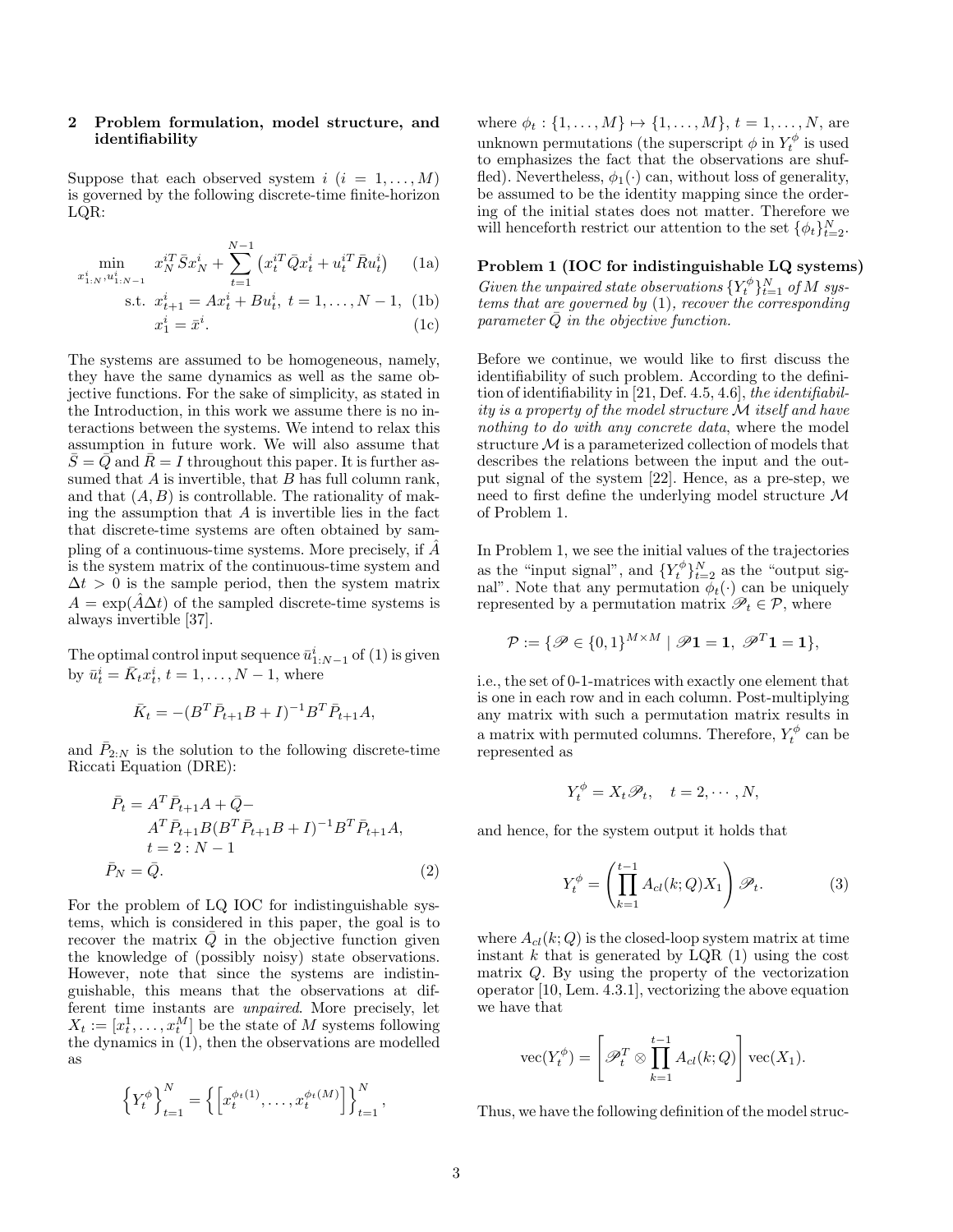## 2 Problem formulation, model structure, and identifiability

Suppose that each observed system $i$ ($i = 1, \ldots, M$) is governed by the following discrete-time finite-horizon LQR:

$$\min_{x^i_{1:N}, u^i_{1:N-1}} \quad x_N^{iT} \bar{S} x_N^i + \sum_{t=1}^{N-1} \left( x_t^{iT} \bar{Q} x_t^i + u_t^{iT} \bar{R} u_t^i \right) \tag{1a}$$

$$\text{s.t.} \;\; x_{t+1}^i = A x_t^i + B u_t^i, \; t = 1, \ldots, N-1, \tag{1b}$$

$$x_1^i = \bar{x}^i. \tag{1c}$$

The systems are assumed to be homogeneous, namely, they have the same dynamics as well as the same objective functions. For the sake of simplicity, as stated in the Introduction, in this work we assume there is no interactions between the systems. We intend to relax this assumption in future work. We will also assume that $\bar{S} = \bar{Q}$ and $\bar{R} = I$ throughout this paper. It is further assumed that $A$ is invertible, that $B$ has full column rank, and that $(A, B)$ is controllable. The rationality of making the assumption that $A$ is invertible lies in the fact that discrete-time systems are often obtained by sampling of a continuous-time systems. More precisely, if $\hat{A}$ is the system matrix of the continuous-time system and $\Delta t > 0$ is the sample period, then the system matrix $A = \exp(\hat{A}\Delta t)$ of the sampled discrete-time systems is always invertible [37].

The optimal control input sequence $\bar{u}^i_{1:N-1}$ of (1) is given by $\bar{u}^i_t = \bar{K}_t x^i_t$, $t = 1, \ldots, N-1$, where

$$\bar{K}_t = -(B^T \bar{P}_{t+1} B + I)^{-1} B^T \bar{P}_{t+1} A,$$

and $\bar{P}_{2:N}$ is the solution to the following discrete-time Riccati Equation (DRE):

$$\begin{aligned}
\bar{P}_t &= A^T \bar{P}_{t+1} A + \bar{Q} - \\
&\quad A^T \bar{P}_{t+1} B (B^T \bar{P}_{t+1} B + I)^{-1} B^T \bar{P}_{t+1} A, \\
&\quad t = 2 : N-1 \\
\bar{P}_N &= \bar{Q}.
\end{aligned} \tag{2}$$

For the problem of LQ IOC for indistinguishable systems, which is considered in this paper, the goal is to recover the matrix $\bar{Q}$ in the objective function given the knowledge of (possibly noisy) state observations. However, note that since the systems are indistinguishable, this means that the observations at different time instants are *unpaired*. More precisely, let $X_t := [x_t^1, \ldots, x_t^M]$ be the state of $M$ systems following the dynamics in (1), then the observations are modelled as

$$\left\{ Y_t^\phi \right\}_{t=1}^N = \left\{ \left[ x_t^{\phi_t(1)}, \ldots, x_t^{\phi_t(M)} \right] \right\}_{t=1}^N,$$

where $\phi_t : \{1, \ldots, M\} \mapsto \{1, \ldots, M\}$, $t = 1, \ldots, N$, are unknown permutations (the superscript $\phi$ in $Y_t^\phi$ is used to emphasizes the fact that the observations are shuffled). Nevertheless, $\phi_1(\cdot)$ can, without loss of generality, be assumed to be the identity mapping since the ordering of the initial states does not matter. Therefore we will henceforth restrict our attention to the set $\{\phi_t\}_{t=2}^N$.

**Problem 1 (IOC for indistinguishable LQ systems)** *Given the unpaired state observations $\{Y_t^\phi\}_{t=1}^N$ of $M$ systems that are governed by* (1)*, recover the corresponding parameter $\bar{Q}$ in the objective function.*

Before we continue, we would like to first discuss the identifiability of such problem. According to the definition of identifiability in [21, Def. 4.5, 4.6], *the identifiability is a property of the model structure $\mathcal{M}$ itself and have nothing to do with any concrete data*, where the model structure $\mathcal{M}$ is a parameterized collection of models that describes the relations between the input and the output signal of the system [22]. Hence, as a pre-step, we need to first define the underlying model structure $\mathcal{M}$ of Problem 1.

In Problem 1, we see the initial values of the trajectories as the "input signal", and $\{Y_t^\phi\}_{t=2}^N$ as the "output signal". Note that any permutation $\phi_t(\cdot)$ can be uniquely represented by a permutation matrix $\mathscr{P}_t \in \mathcal{P}$, where

$$\mathcal{P} := \{ \mathscr{P} \in \{0,1\}^{M \times M} \mid \mathscr{P}\mathbf{1} = \mathbf{1}, \; \mathscr{P}^T \mathbf{1} = \mathbf{1} \},$$

i.e., the set of 0-1-matrices with exactly one element that is one in each row and in each column. Post-multiplying any matrix with such a permutation matrix results in a matrix with permuted columns. Therefore, $Y_t^\phi$ can be represented as

$$Y_t^\phi = X_t \mathscr{P}_t, \quad t = 2, \cdots, N,$$

and hence, for the system output it holds that

$$Y_t^\phi = \left( \prod_{k=1}^{t-1} A_{cl}(k; Q) X_1 \right) \mathscr{P}_t. \tag{3}$$

where $A_{cl}(k;Q)$ is the closed-loop system matrix at time instant $k$ that is generated by LQR (1) using the cost matrix $Q$. By using the property of the vectorization operator [10, Lem. 4.3.1], vectorizing the above equation we have that

$$\text{vec}(Y_t^\phi) = \left[ \mathscr{P}_t^T \otimes \prod_{k=1}^{t-1} A_{cl}(k; Q) \right] \text{vec}(X_1).$$

Thus, we have the following definition of the model struc-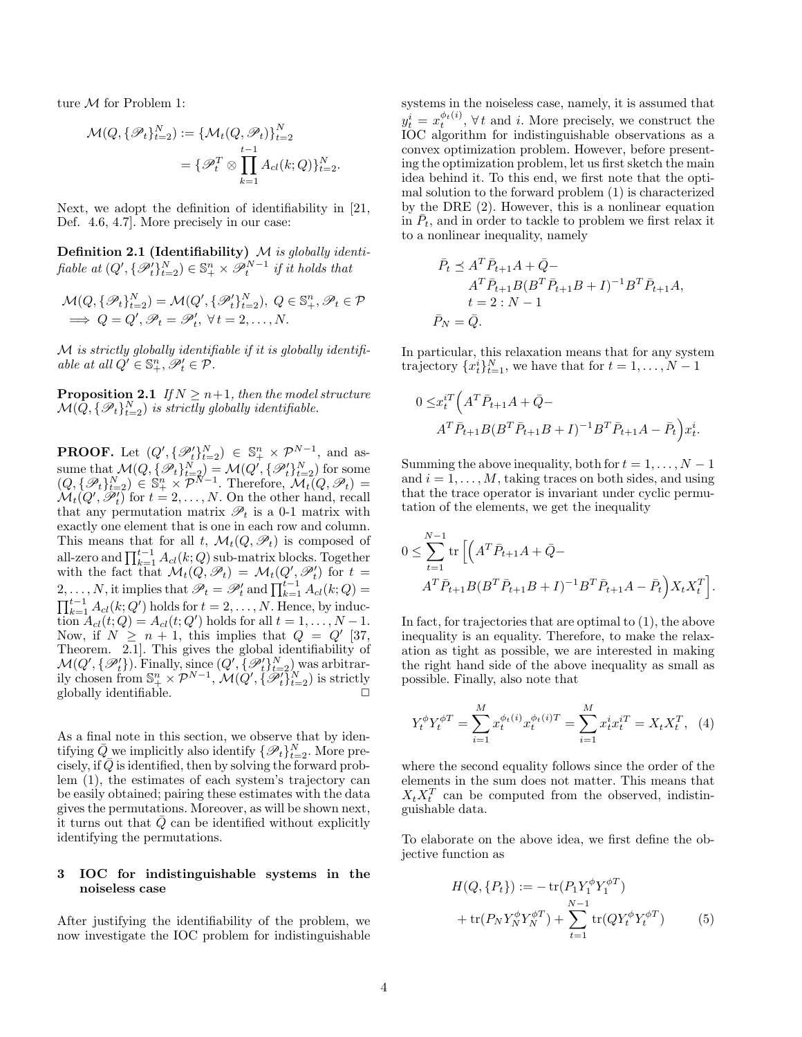ture $\mathcal{M}$ for Problem 1:

$$
\begin{aligned}
\mathcal{M}(Q, \{\mathscr{P}_t\}_{t=2}^N) &:= \{\mathcal{M}_t(Q, \mathscr{P}_t)\}_{t=2}^N \\
&= \{\mathscr{P}_t^T \otimes \prod_{k=1}^{t-1} A_{cl}(k; Q)\}_{t=2}^N.
\end{aligned}
$$

Next, we adopt the definition of identifiability in [21, Def. 4.6, 4.7]. More precisely in our case:

**Definition 2.1 (Identifiability)** *$\mathcal{M}$ is globally identifiable at $(Q', \{\mathscr{P}'_t\}_{t=2}^N) \in \mathbb{S}_+^n \times \mathscr{P}_t^{N-1}$ if it holds that*

$$
\begin{aligned}
&\mathcal{M}(Q, \{\mathscr{P}_t\}_{t=2}^N) = \mathcal{M}(Q', \{\mathscr{P}'_t\}_{t=2}^N),\ Q \in \mathbb{S}_+^n, \mathscr{P}_t \in \mathcal{P} \\
&\implies Q = Q', \mathscr{P}_t = \mathscr{P}'_t,\ \forall\, t = 2, \ldots, N.
\end{aligned}
$$

*$\mathcal{M}$ is strictly globally identifiable if it is globally identifiable at all $Q' \in \mathbb{S}_+^n, \mathscr{P}'_t \in \mathcal{P}$.*

**Proposition 2.1** *If $N \geq n+1$, then the model structure $\mathcal{M}(Q, \{\mathscr{P}_t\}_{t=2}^N)$ is strictly globally identifiable.*

**PROOF.** Let $(Q', \{\mathscr{P}'_t\}_{t=2}^N) \in \mathbb{S}_+^n \times \mathcal{P}^{N-1}$, and assume that $\mathcal{M}(Q, \{\mathscr{P}_t\}_{t=2}^N) = \mathcal{M}(Q', \{\mathscr{P}'_t\}_{t=2}^N)$ for some $(Q, \{\mathscr{P}_t\}_{t=2}^N) \in \mathbb{S}_+^n \times \mathcal{P}^{N-1}$. Therefore, $\mathcal{M}_t(Q, \mathscr{P}_t) = \mathcal{M}_t(Q', \mathscr{P}'_t)$ for $t = 2, \ldots, N$. On the other hand, recall that any permutation matrix $\mathscr{P}_t$ is a 0-1 matrix with exactly one element that is one in each row and column. This means that for all $t$, $\mathcal{M}_t(Q, \mathscr{P}_t)$ is composed of all-zero and $\prod_{k=1}^{t-1} A_{cl}(k; Q)$ sub-matrix blocks. Together with the fact that $\mathcal{M}_t(Q, \mathscr{P}_t) = \mathcal{M}_t(Q', \mathscr{P}'_t)$ for $t = 2, \ldots, N$, it implies that $\mathscr{P}_t = \mathscr{P}'_t$ and $\prod_{k=1}^{t-1} A_{cl}(k; Q) = \prod_{k=1}^{t-1} A_{cl}(k; Q')$ holds for $t = 2, \ldots, N$. Hence, by induction $A_{cl}(t; Q) = A_{cl}(t; Q')$ holds for all $t = 1, \ldots, N-1$. Now, if $N \geq n+1$, this implies that $Q = Q'$ [37, Theorem. 2.1]. This gives the global identifiability of $\mathcal{M}(Q', \{\mathscr{P}'_t\})$. Finally, since $(Q', \{\mathscr{P}'_t\}_{t=2}^N)$ was arbitrarily chosen from $\mathbb{S}_+^n \times \mathcal{P}^{N-1}$, $\mathcal{M}(Q', \{\mathscr{P}'_t\}_{t=2}^N)$ is strictly globally identifiable. $\square$

As a final note in this section, we observe that by identifying $\bar{Q}$ we implicitly also identify $\{\mathscr{P}_t\}_{t=2}^N$. More precisely, if $\bar{Q}$ is identified, then by solving the forward problem (1), the estimates of each system's trajectory can be easily obtained; pairing these estimates with the data gives the permutations. Moreover, as will be shown next, it turns out that $\bar{Q}$ can be identified without explicitly identifying the permutations.

## 3 IOC for indistinguishable systems in the noiseless case

After justifying the identifiability of the problem, we now investigate the IOC problem for indistinguishable systems in the noiseless case, namely, it is assumed that $y_t^i = x_t^{\phi_t(i)}$, $\forall\, t$ and $i$. More precisely, we construct the IOC algorithm for indistinguishable observations as a convex optimization problem. However, before presenting the optimization problem, let us first sketch the main idea behind it. To this end, we first note that the optimal solution to the forward problem (1) is characterized by the DRE (2). However, this is a nonlinear equation in $\bar{P}_t$, and in order to tackle to problem we first relax it to a nonlinear inequality, namely

$$
\begin{aligned}
\bar{P}_t \preceq\ & A^T \bar{P}_{t+1} A + \bar{Q} - \\
& A^T \bar{P}_{t+1} B (B^T \bar{P}_{t+1} B + I)^{-1} B^T \bar{P}_{t+1} A, \\
& t = 2 : N-1 \\
\bar{P}_N =\ & \bar{Q}.
\end{aligned}
$$

In particular, this relaxation means that for any system trajectory $\{x_t^i\}_{t=1}^N$, we have that for $t = 1, \ldots, N-1$

$$
\begin{aligned}
0 \leq\ & x_t^{iT} \Big( A^T \bar{P}_{t+1} A + \bar{Q} - \\
& A^T \bar{P}_{t+1} B (B^T \bar{P}_{t+1} B + I)^{-1} B^T \bar{P}_{t+1} A - \bar{P}_t \Big) x_t^i.
\end{aligned}
$$

Summing the above inequality, both for $t = 1, \ldots, N-1$ and $i = 1, \ldots, M$, taking traces on both sides, and using that the trace operator is invariant under cyclic permutation of the elements, we get the inequality

$$
\begin{aligned}
0 \leq \sum_{t=1}^{N-1} \operatorname{tr} \Big[ \Big( & A^T \bar{P}_{t+1} A + \bar{Q} - \\
& A^T \bar{P}_{t+1} B (B^T \bar{P}_{t+1} B + I)^{-1} B^T \bar{P}_{t+1} A - \bar{P}_t \Big) X_t X_t^T \Big].
\end{aligned}
$$

In fact, for trajectories that are optimal to (1), the above inequality is an equality. Therefore, to make the relaxation as tight as possible, we are interested in making the right hand side of the above inequality as small as possible. Finally, also note that

$$
Y_t^\phi Y_t^{\phi T} = \sum_{i=1}^M x_t^{\phi_t(i)} x_t^{\phi_t(i) T} = \sum_{i=1}^M x_t^i x_t^{iT} = X_t X_t^T, \quad (4)
$$

where the second equality follows since the order of the elements in the sum does not matter. This means that $X_t X_t^T$ can be computed from the observed, indistinguishable data.

To elaborate on the above idea, we first define the objective function as

$$
\begin{aligned}
H(Q, \{P_t\}) :=\ & -\operatorname{tr}(P_1 Y_1^\phi Y_1^{\phi T}) \\
& + \operatorname{tr}(P_N Y_N^\phi Y_N^{\phi T}) + \sum_{t=1}^{N-1} \operatorname{tr}(Q Y_t^\phi Y_t^{\phi T}) \qquad (5)
\end{aligned}
$$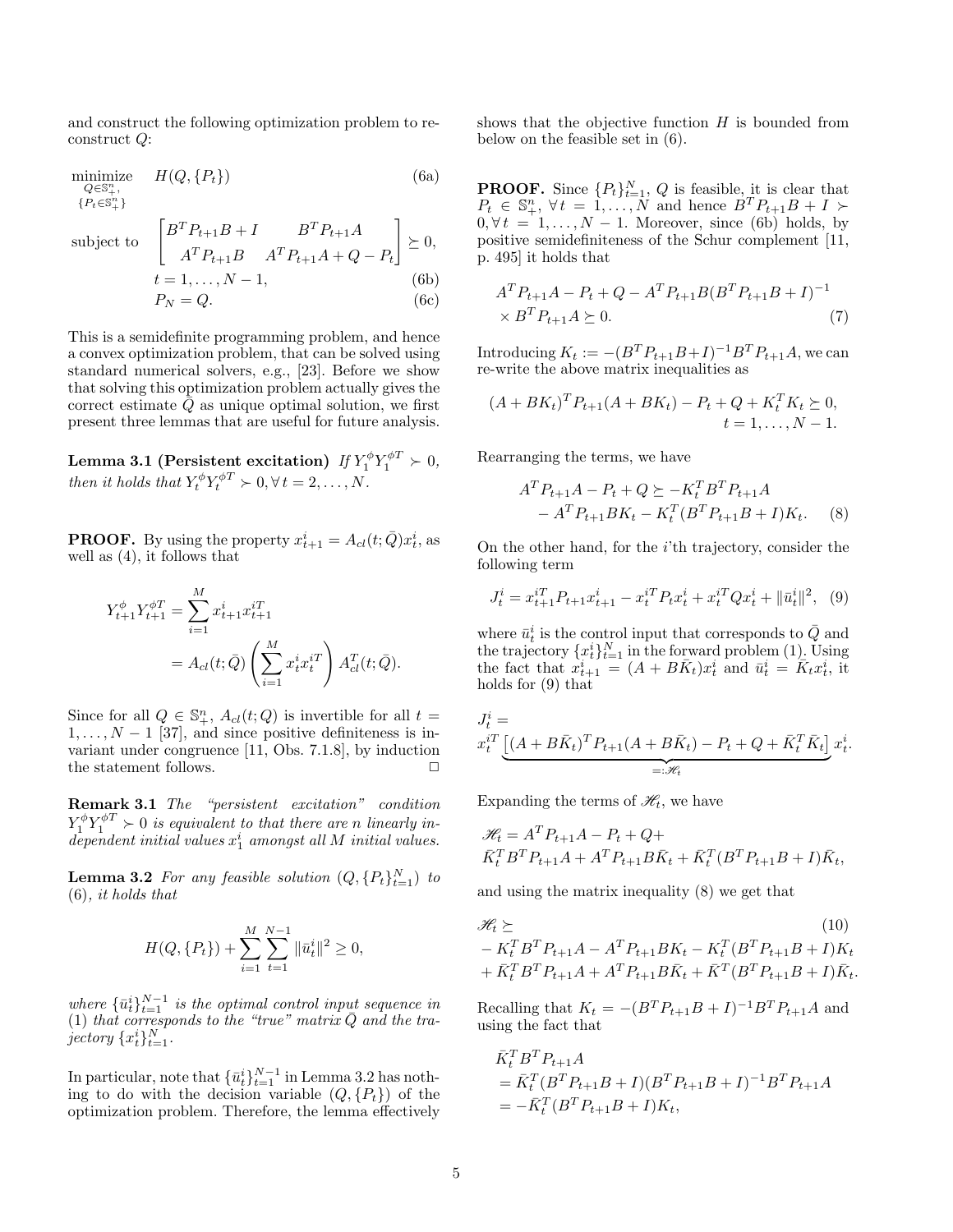and construct the following optimization problem to reconstruct $Q$:

$$
\begin{aligned}
\underset{\substack{Q\in\mathbb{S}^n_+,\\ \{P_t\in\mathbb{S}^n_+\}}}{\text{minimize}} \quad & H(Q,\{P_t\}) && \text{(6a)}\\
\text{subject to} \quad & \begin{bmatrix} B^TP_{t+1}B+I & B^TP_{t+1}A \\ A^TP_{t+1}B & A^TP_{t+1}A+Q-P_t \end{bmatrix} \succeq 0, \\
& t=1,\ldots,N-1, && \text{(6b)}\\
& P_N = Q. && \text{(6c)}
\end{aligned}
$$

This is a semidefinite programming problem, and hence a convex optimization problem, that can be solved using standard numerical solvers, e.g., [23]. Before we show that solving this optimization problem actually gives the correct estimate $\bar{Q}$ as unique optimal solution, we first present three lemmas that are useful for future analysis.

**Lemma 3.1 (Persistent excitation)** *If $Y_1^\phi Y_1^{\phi T} \succ 0$, then it holds that $Y_t^\phi Y_t^{\phi T} \succ 0, \forall\, t = 2,\ldots,N$.*

**PROOF.** By using the property $x_{t+1}^i = A_{cl}(t;\bar{Q})x_t^i$, as well as (4), it follows that

$$
\begin{aligned}
Y_{t+1}^\phi Y_{t+1}^{\phi T} &= \sum_{i=1}^M x_{t+1}^i x_{t+1}^{iT} \\
&= A_{cl}(t;\bar{Q})\left(\sum_{i=1}^M x_t^i x_t^{iT}\right)A_{cl}^T(t;\bar{Q}).
\end{aligned}
$$

Since for all $Q\in\mathbb{S}^n_+$, $A_{cl}(t;Q)$ is invertible for all $t = 1,\ldots,N-1$ [37], and since positive definiteness is invariant under congruence [11, Obs. 7.1.8], by induction the statement follows. □

**Remark 3.1** *The "persistent excitation" condition $Y_1^\phi Y_1^{\phi T} \succ 0$ is equivalent to that there are $n$ linearly independent initial values $x_1^i$ amongst all $M$ initial values.*

**Lemma 3.2** *For any feasible solution $(Q,\{P_t\}_{t=1}^N)$ to (6), it holds that*

$$
H(Q,\{P_t\}) + \sum_{i=1}^M\sum_{t=1}^{N-1}\|\bar{u}_t^i\|^2 \geq 0,
$$

*where $\{\bar{u}_t^i\}_{t=1}^{N-1}$ is the optimal control input sequence in (1) that corresponds to the "true" matrix $\bar{Q}$ and the trajectory $\{x_t^i\}_{t=1}^N$.*

In particular, note that $\{\bar{u}_t^i\}_{t=1}^{N-1}$ in Lemma 3.2 has nothing to do with the decision variable $(Q,\{P_t\})$ of the optimization problem. Therefore, the lemma effectively shows that the objective function $H$ is bounded from below on the feasible set in (6).

**PROOF.** Since $\{P_t\}_{t=1}^N$, $Q$ is feasible, it is clear that $P_t\in\mathbb{S}^n_+$, $\forall\, t=1,\ldots,N$ and hence $B^TP_{t+1}B+I\succ 0, \forall\, t=1,\ldots,N-1$. Moreover, since (6b) holds, by positive semidefiniteness of the Schur complement [11, p. 495] it holds that

$$
\begin{aligned}
&A^TP_{t+1}A - P_t + Q - A^TP_{t+1}B(B^TP_{t+1}B+I)^{-1}\\
&\times B^TP_{t+1}A \succeq 0. \qquad (7)
\end{aligned}
$$

Introducing $K_t := -(B^TP_{t+1}B+I)^{-1}B^TP_{t+1}A$, we can re-write the above matrix inequalities as

$$
\begin{aligned}
(A+BK_t)^TP_{t+1}(A+BK_t) - P_t + Q + K_t^TK_t \succeq 0,\\
t=1,\ldots,N-1.
\end{aligned}
$$

Rearranging the terms, we have

$$
\begin{aligned}
A^TP_{t+1}A - P_t + Q \succeq{}& -K_t^TB^TP_{t+1}A \\
&- A^TP_{t+1}BK_t - K_t^T(B^TP_{t+1}B+I)K_t. \qquad (8)
\end{aligned}
$$

On the other hand, for the $i$'th trajectory, consider the following term

$$
J_t^i = x_{t+1}^{iT}P_{t+1}x_{t+1}^i - x_t^{iT}P_tx_t^i + x_t^{iT}Qx_t^i + \|\bar{u}_t^i\|^2, \quad (9)
$$

where $\bar{u}_t^i$ is the control input that corresponds to $\bar{Q}$ and the trajectory $\{x_t^i\}_{t=1}^N$ in the forward problem (1). Using the fact that $x_{t+1}^i = (A+B\bar{K}_t)x_t^i$ and $\bar{u}_t^i = \bar{K}_tx_t^i$, it holds for (9) that

$$
J_t^i = x_t^{iT}\underbrace{\left[(A+B\bar{K}_t)^TP_{t+1}(A+B\bar{K}_t) - P_t + Q + \bar{K}_t^T\bar{K}_t\right]}_{=:\mathscr{H}_t}x_t^i.
$$

Expanding the terms of $\mathscr{H}_t$, we have

$$
\begin{aligned}
\mathscr{H}_t ={}& A^TP_{t+1}A - P_t + Q +\\
&\bar{K}_t^TB^TP_{t+1}A + A^TP_{t+1}B\bar{K}_t + \bar{K}_t^T(B^TP_{t+1}B+I)\bar{K}_t,
\end{aligned}
$$

and using the matrix inequality (8) we get that

$$
\begin{aligned}
\mathscr{H}_t \succeq{}& \qquad\qquad\qquad\qquad (10)\\
&-K_t^TB^TP_{t+1}A - A^TP_{t+1}BK_t - K_t^T(B^TP_{t+1}B+I)K_t\\
&+\bar{K}_t^TB^TP_{t+1}A + A^TP_{t+1}B\bar{K}_t + \bar{K}^T(B^TP_{t+1}B+I)\bar{K}_t.
\end{aligned}
$$

Recalling that $K_t = -(B^TP_{t+1}B+I)^{-1}B^TP_{t+1}A$ and using the fact that

$$
\begin{aligned}
&\bar{K}_t^TB^TP_{t+1}A\\
&= \bar{K}_t^T(B^TP_{t+1}B+I)(B^TP_{t+1}B+I)^{-1}B^TP_{t+1}A\\
&= -\bar{K}_t^T(B^TP_{t+1}B+I)K_t,
\end{aligned}
$$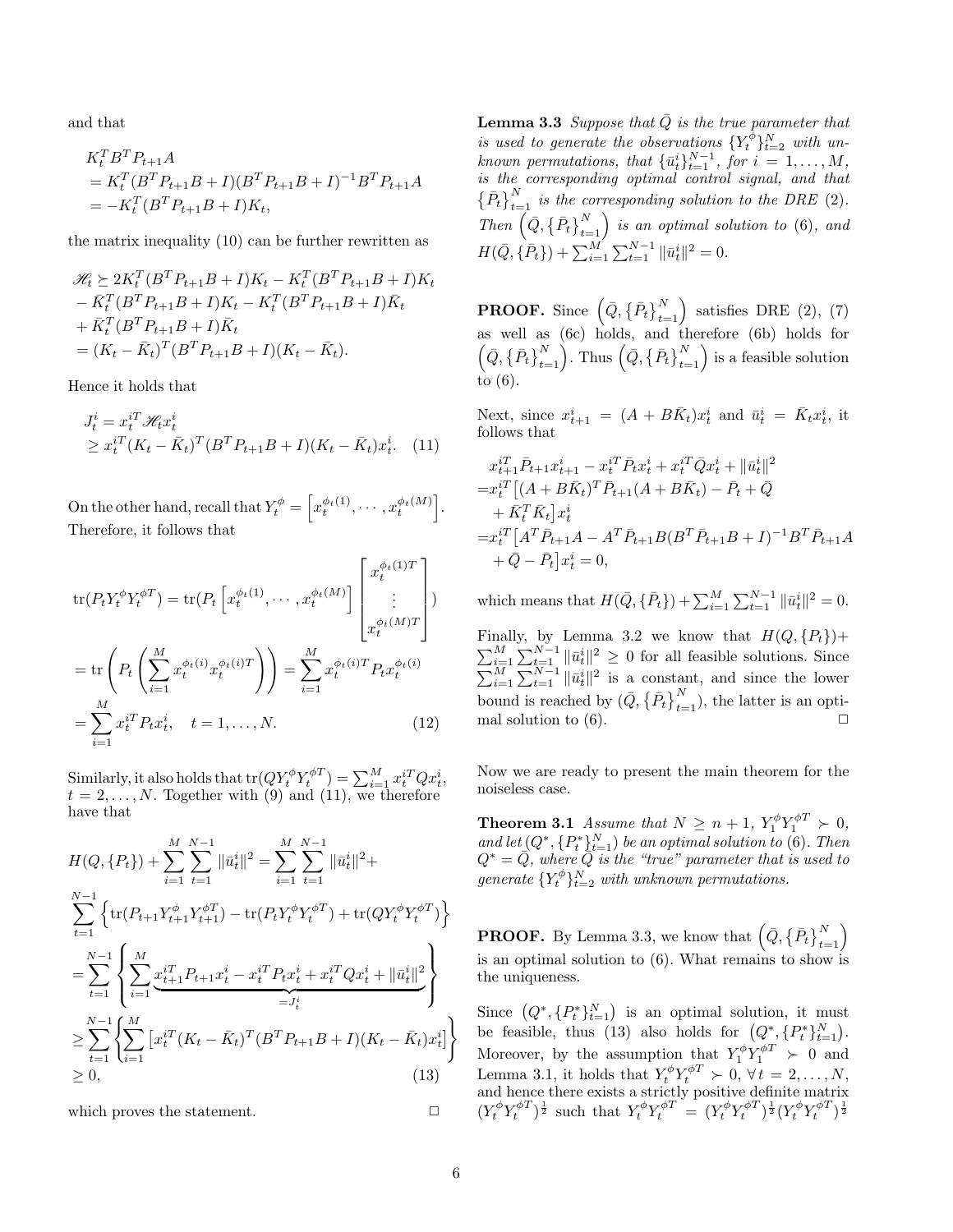and that

$$
\begin{aligned}
&K_t^T B^T P_{t+1} A \\
&= K_t^T (B^T P_{t+1} B + I)(B^T P_{t+1} B + I)^{-1} B^T P_{t+1} A \\
&= -K_t^T (B^T P_{t+1} B + I) K_t,
\end{aligned}
$$

the matrix inequality (10) can be further rewritten as

$$
\begin{aligned}
&\mathscr{H}_t \succeq 2K_t^T (B^T P_{t+1} B + I) K_t - K_t^T (B^T P_{t+1} B + I) K_t \\
&- \bar{K}_t^T (B^T P_{t+1} B + I) K_t - K_t^T (B^T P_{t+1} B + I) \bar{K}_t \\
&+ \bar{K}_t^T (B^T P_{t+1} B + I) \bar{K}_t \\
&= (K_t - \bar{K}_t)^T (B^T P_{t+1} B + I)(K_t - \bar{K}_t).
\end{aligned}
$$

Hence it holds that

$$
\begin{aligned}
J_t^i &= x_t^{iT} \mathscr{H}_t x_t^i \\
&\geq x_t^{iT} (K_t - \bar{K}_t)^T (B^T P_{t+1} B + I)(K_t - \bar{K}_t) x_t^i. \quad (11)
\end{aligned}
$$

On the other hand, recall that $Y_t^\phi = \left[x_t^{\phi_t(1)}, \cdots, x_t^{\phi_t(M)}\right]$. Therefore, it follows that

$$
\begin{aligned}
\operatorname{tr}(P_t Y_t^\phi Y_t^{\phi T}) &= \operatorname{tr}(P_t \left[x_t^{\phi_t(1)}, \cdots, x_t^{\phi_t(M)}\right] \begin{bmatrix} x_t^{\phi_t(1)T} \\ \vdots \\ x_t^{\phi_t(M)T} \end{bmatrix}) \\
&= \operatorname{tr}\left( P_t \left( \sum_{i=1}^M x_t^{\phi_t(i)} x_t^{\phi_t(i)T} \right) \right) = \sum_{i=1}^M x_t^{\phi_t(i)T} P_t x_t^{\phi_t(i)} \\
&= \sum_{i=1}^M x_t^{iT} P_t x_t^i, \quad t = 1, \ldots, N. \quad (12)
\end{aligned}
$$

Similarly, it also holds that $\operatorname{tr}(Q Y_t^\phi Y_t^{\phi T}) = \sum_{i=1}^M x_t^{iT} Q x_t^i$, $t = 2, \ldots, N$. Together with (9) and (11), we therefore have that

$$
\begin{aligned}
&H(Q, \{P_t\}) + \sum_{i=1}^M \sum_{t=1}^{N-1} \|\bar{u}_t^i\|^2 = \sum_{i=1}^M \sum_{t=1}^{N-1} \|\bar{u}_t^i\|^2 + \\
&\sum_{t=1}^{N-1} \left\{ \operatorname{tr}(P_{t+1} Y_{t+1}^\phi Y_{t+1}^{\phi T}) - \operatorname{tr}(P_t Y_t^\phi Y_t^{\phi T}) + \operatorname{tr}(Q Y_t^\phi Y_t^{\phi T}) \right\} \\
&= \sum_{t=1}^{N-1} \left\{ \sum_{i=1}^M \underbrace{x_{t+1}^{iT} P_{t+1} x_{t+1}^i - x_t^{iT} P_t x_t^i + x_t^{iT} Q x_t^i + \|\bar{u}_t^i\|^2}_{=J_t^i} \right\} \\
&\geq \sum_{t=1}^{N-1} \left\{ \sum_{i=1}^M \left[ x_t^{iT} (K_t - \bar{K}_t)^T (B^T P_{t+1} B + I)(K_t - \bar{K}_t) x_t^i \right] \right\} \\
&\geq 0, \quad (13)
\end{aligned}
$$

which proves the statement. $\square$

**Lemma 3.3** *Suppose that $\bar{Q}$ is the true parameter that is used to generate the observations $\{Y_t^\phi\}_{t=2}^N$ with unknown permutations, that $\{\bar{u}_t^i\}_{t=1}^{N-1}$, for $i = 1, \ldots, M$, is the corresponding optimal control signal, and that $\left\{\bar{P}_t\right\}_{t=1}^N$ is the corresponding solution to the DRE (2). Then $\left(\bar{Q}, \left\{\bar{P}_t\right\}_{t=1}^N\right)$ is an optimal solution to (6), and $H(\bar{Q}, \{\bar{P}_t\}) + \sum_{i=1}^M \sum_{t=1}^{N-1} \|\bar{u}_t^i\|^2 = 0$.*

**PROOF.** Since $\left(\bar{Q}, \left\{\bar{P}_t\right\}_{t=1}^N\right)$ satisfies DRE (2), (7) as well as (6c) holds, and therefore (6b) holds for $\left(\bar{Q}, \left\{\bar{P}_t\right\}_{t=1}^N\right)$. Thus $\left(\bar{Q}, \left\{\bar{P}_t\right\}_{t=1}^N\right)$ is a feasible solution to (6).

Next, since $x_{t+1}^i = (A + B\bar{K}_t) x_t^i$ and $\bar{u}_t^i = \bar{K}_t x_t^i$, it follows that

$$
\begin{aligned}
&x_{t+1}^{iT} \bar{P}_{t+1} x_{t+1}^i - x_t^{iT} \bar{P}_t x_t^i + x_t^{iT} \bar{Q} x_t^i + \|\bar{u}_t^i\|^2 \\
=& x_t^{iT} \big[ (A + B\bar{K}_t)^T \bar{P}_{t+1} (A + B\bar{K}_t) - \bar{P}_t + \bar{Q} \\
&+ \bar{K}_t^T \bar{K}_t \big] x_t^i \\
=& x_t^{iT} \big[ A^T \bar{P}_{t+1} A - A^T \bar{P}_{t+1} B (B^T \bar{P}_{t+1} B + I)^{-1} B^T \bar{P}_{t+1} A \\
&+ \bar{Q} - \bar{P}_t \big] x_t^i = 0,
\end{aligned}
$$

which means that $H(\bar{Q}, \{\bar{P}_t\}) + \sum_{i=1}^M \sum_{t=1}^{N-1} \|\bar{u}_t^i\|^2 = 0$.

Finally, by Lemma 3.2 we know that $H(Q, \{P_t\}) + \sum_{i=1}^M \sum_{t=1}^{N-1} \|\bar{u}_t^i\|^2 \geq 0$ for all feasible solutions. Since $\sum_{i=1}^M \sum_{t=1}^{N-1} \|\bar{u}_t^i\|^2$ is a constant, and since the lower bound is reached by $(\bar{Q}, \left\{\bar{P}_t\right\}_{t=1}^N)$, the latter is an optimal solution to (6). $\square$

Now we are ready to present the main theorem for the noiseless case.

**Theorem 3.1** *Assume that $N \geq n+1$, $Y_1^\phi Y_1^{\phi T} \succ 0$, and let $(Q^*, \{P_t^*\}_{t=1}^N)$ be an optimal solution to (6). Then $Q^* = \bar{Q}$, where $\bar{Q}$ is the "true" parameter that is used to generate $\{Y_t^\phi\}_{t=2}^N$ with unknown permutations.*

**PROOF.** By Lemma 3.3, we know that $\left(\bar{Q}, \left\{\bar{P}_t\right\}_{t=1}^N\right)$ is an optimal solution to (6). What remains to show is the uniqueness.

Since $\left(Q^*, \{P_t^*\}_{t=1}^N\right)$ is an optimal solution, it must be feasible, thus (13) also holds for $\left(Q^*, \{P_t^*\}_{t=1}^N\right)$. Moreover, by the assumption that $Y_1^\phi Y_1^{\phi T} \succ 0$ and Lemma 3.1, it holds that $Y_t^\phi Y_t^{\phi T} \succ 0$, $\forall\, t = 2, \ldots, N$, and hence there exists a strictly positive definite matrix $(Y_t^\phi Y_t^{\phi T})^{\frac{1}{2}}$ such that $Y_t^\phi Y_t^{\phi T} = (Y_t^\phi Y_t^{\phi T})^{\frac{1}{2}} (Y_t^\phi Y_t^{\phi T})^{\frac{1}{2}}$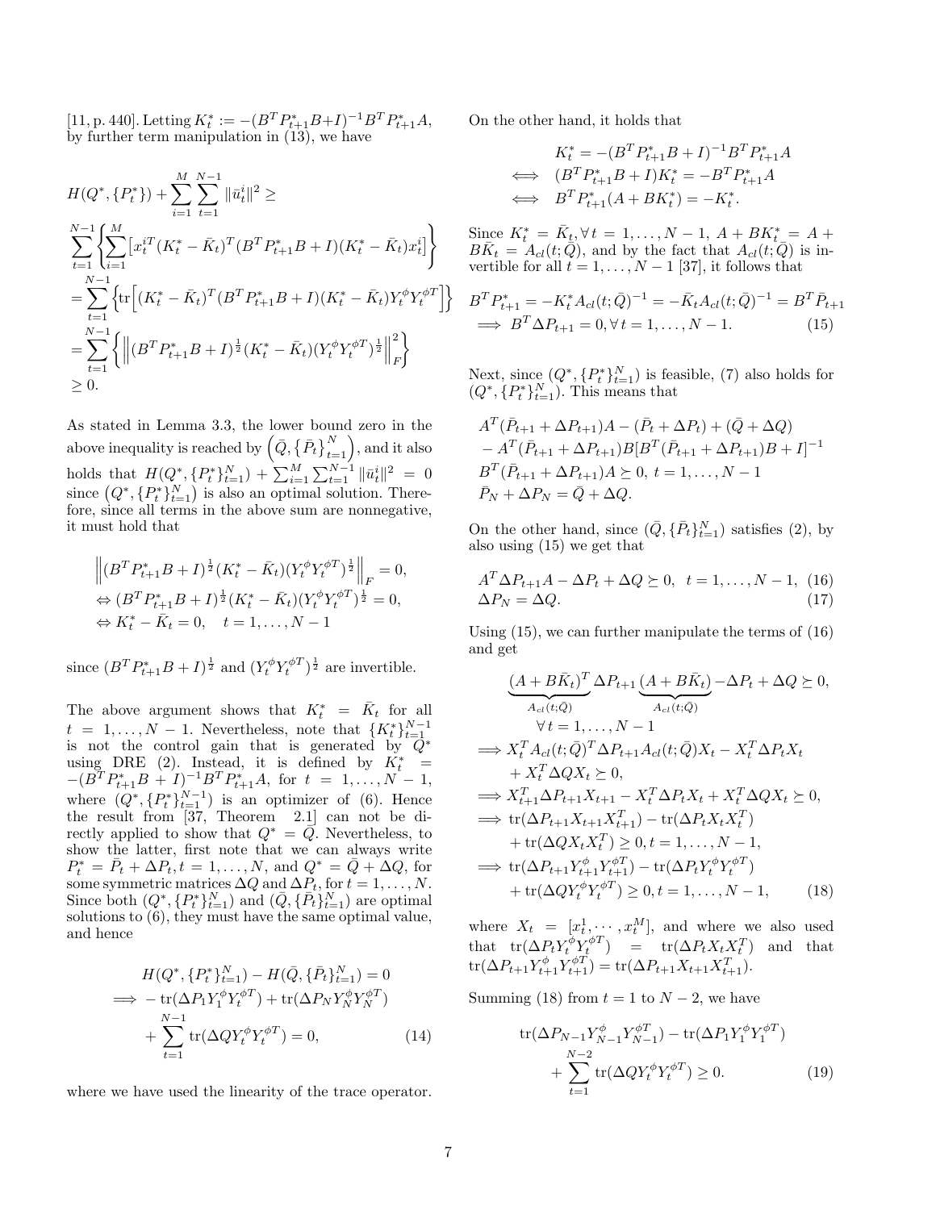[11, p. 440]. Letting $K_t^* := -(B^T P_{t+1}^* B + I)^{-1} B^T P_{t+1}^* A$, by further term manipulation in (13), we have

$$
\begin{aligned}
&H(Q^*, \{P_t^*\}) + \sum_{i=1}^{M} \sum_{t=1}^{N-1} \|\bar{u}_t^i\|^2 \geq \\
&\sum_{t=1}^{N-1} \left\{ \sum_{i=1}^{M} \left[ x_t^{iT} (K_t^* - \bar{K}_t)^T (B^T P_{t+1}^* B + I)(K_t^* - \bar{K}_t) x_t^i \right] \right\} \\
&= \sum_{t=1}^{N-1} \left\{ \mathrm{tr}\Big[ (K_t^* - \bar{K}_t)^T (B^T P_{t+1}^* B + I)(K_t^* - \bar{K}_t) Y_t^\phi Y_t^{\phi T} \Big] \right\} \\
&= \sum_{t=1}^{N-1} \left\{ \left\| (B^T P_{t+1}^* B + I)^{\frac{1}{2}} (K_t^* - \bar{K}_t)(Y_t^\phi Y_t^{\phi T})^{\frac{1}{2}} \right\|_F^2 \right\} \\
&\geq 0.
\end{aligned}
$$

As stated in Lemma 3.3, the lower bound zero in the above inequality is reached by $\left(\bar{Q}, \{\bar{P}_t\}_{t=1}^N\right)$, and it also holds that $H(Q^*, \{P_t^*\}_{t=1}^N) + \sum_{i=1}^{M} \sum_{t=1}^{N-1} \|\bar{u}_t^i\|^2 = 0$ since $\left(Q^*, \{P_t^*\}_{t=1}^N\right)$ is also an optimal solution. Therefore, since all terms in the above sum are nonnegative, it must hold that

$$
\begin{aligned}
&\left\| (B^T P_{t+1}^* B + I)^{\frac{1}{2}} (K_t^* - \bar{K}_t)(Y_t^\phi Y_t^{\phi T})^{\frac{1}{2}} \right\|_F = 0, \\
&\Leftrightarrow (B^T P_{t+1}^* B + I)^{\frac{1}{2}} (K_t^* - \bar{K}_t)(Y_t^\phi Y_t^{\phi T})^{\frac{1}{2}} = 0, \\
&\Leftrightarrow K_t^* - \bar{K}_t = 0, \quad t = 1, \ldots, N-1
\end{aligned}
$$

since $(B^T P_{t+1}^* B + I)^{\frac{1}{2}}$ and $(Y_t^\phi Y_t^{\phi T})^{\frac{1}{2}}$ are invertible.

The above argument shows that $K_t^* = \bar{K}_t$ for all $t = 1, \ldots, N-1$. Nevertheless, note that $\{K_t^*\}_{t=1}^{N-1}$ is not the control gain that is generated by $Q^*$ using DRE (2). Instead, it is defined by $K_t^* = -(B^T P_{t+1}^* B + I)^{-1} B^T P_{t+1}^* A$, for $t = 1, \ldots, N-1$, where $(Q^*, \{P_t^*\}_{t=1}^{N-1})$ is an optimizer of (6). Hence the result from [37, Theorem 2.1] can not be directly applied to show that $Q^* = \bar{Q}$. Nevertheless, to show the latter, first note that we can always write $P_t^* = \bar{P}_t + \Delta P_t, t = 1, \ldots, N$, and $Q^* = \bar{Q} + \Delta Q$, for some symmetric matrices $\Delta Q$ and $\Delta P_t$, for $t = 1, \ldots, N$. Since both $(Q^*, \{P_t^*\}_{t=1}^N)$ and $(\bar{Q}, \{\bar{P}_t\}_{t=1}^N)$ are optimal solutions to (6), they must have the same optimal value, and hence

$$
\begin{aligned}
&H(Q^*, \{P_t^*\}_{t=1}^N) - H(\bar{Q}, \{\bar{P}_t\}_{t=1}^N) = 0 \\
\Longrightarrow\ & -\mathrm{tr}(\Delta P_1 Y_1^\phi Y_t^{\phi T}) + \mathrm{tr}(\Delta P_N Y_N^\phi Y_N^{\phi T}) \\
&+ \sum_{t=1}^{N-1} \mathrm{tr}(\Delta Q Y_t^\phi Y_t^{\phi T}) = 0, \qquad (14)
\end{aligned}
$$

where we have used the linearity of the trace operator.

On the other hand, it holds that

$$
\begin{aligned}
&K_t^* = -(B^T P_{t+1}^* B + I)^{-1} B^T P_{t+1}^* A \\
\iff\ & (B^T P_{t+1}^* B + I) K_t^* = -B^T P_{t+1}^* A \\
\iff\ & B^T P_{t+1}^* (A + B K_t^*) = -K_t^*.
\end{aligned}
$$

Since $K_t^* = \bar{K}_t, \forall\, t = 1, \ldots, N-1$, $A + BK_t^* = A + B\bar{K}_t = A_{cl}(t; \bar{Q})$, and by the fact that $A_{cl}(t; \bar{Q})$ is invertible for all $t = 1, \ldots, N-1$ [37], it follows that

$$
\begin{aligned}
&B^T P_{t+1}^* = -K_t^* A_{cl}(t; \bar{Q})^{-1} = -\bar{K}_t A_{cl}(t; \bar{Q})^{-1} = B^T \bar{P}_{t+1} \\
\Longrightarrow\ & B^T \Delta P_{t+1} = 0, \forall\, t = 1, \ldots, N-1. \qquad (15)
\end{aligned}
$$

Next, since $(Q^*, \{P_t^*\}_{t=1}^N)$ is feasible, (7) also holds for $(Q^*, \{P_t^*\}_{t=1}^N)$. This means that

$$
\begin{aligned}
&A^T(\bar{P}_{t+1} + \Delta P_{t+1})A - (\bar{P}_t + \Delta P_t) + (\bar{Q} + \Delta Q) \\
&- A^T(\bar{P}_{t+1} + \Delta P_{t+1})B[B^T(\bar{P}_{t+1} + \Delta P_{t+1})B + I]^{-1} \\
&B^T(\bar{P}_{t+1} + \Delta P_{t+1})A \succeq 0,\ t = 1, \ldots, N-1 \\
&\bar{P}_N + \Delta P_N = \bar{Q} + \Delta Q.
\end{aligned}
$$

On the other hand, since $(\bar{Q}, \{\bar{P}_t\}_{t=1}^N)$ satisfies (2), by also using (15) we get that

$$
A^T \Delta P_{t+1} A - \Delta P_t + \Delta Q \succeq 0, \quad t = 1, \ldots, N-1, \qquad (16)
$$
$$
\Delta P_N = \Delta Q. \qquad (17)
$$

Using (15), we can further manipulate the terms of (16) and get

$$
\begin{aligned}
&\underbrace{(A + B\bar{K}_t)^T}_{A_{cl}(t;\bar{Q})} \Delta P_{t+1} \underbrace{(A + B\bar{K}_t)}_{A_{cl}(t;\bar{Q})} - \Delta P_t + \Delta Q \succeq 0, \\
&\qquad \forall\, t = 1, \ldots, N-1 \\
\Longrightarrow\ & X_t^T A_{cl}(t; \bar{Q})^T \Delta P_{t+1} A_{cl}(t; \bar{Q}) X_t - X_t^T \Delta P_t X_t \\
&+ X_t^T \Delta Q X_t \succeq 0, \\
\Longrightarrow\ & X_{t+1}^T \Delta P_{t+1} X_{t+1} - X_t^T \Delta P_t X_t + X_t^T \Delta Q X_t \succeq 0, \\
\Longrightarrow\ & \mathrm{tr}(\Delta P_{t+1} X_{t+1} X_{t+1}^T) - \mathrm{tr}(\Delta P_t X_t X_t^T) \\
&+ \mathrm{tr}(\Delta Q X_t X_t^T) \geq 0, t = 1, \ldots, N-1, \\
\Longrightarrow\ & \mathrm{tr}(\Delta P_{t+1} Y_{t+1}^\phi Y_{t+1}^{\phi T}) - \mathrm{tr}(\Delta P_t Y_t^\phi Y_t^{\phi T}) \\
&+ \mathrm{tr}(\Delta Q Y_t^\phi Y_t^{\phi T}) \geq 0, t = 1, \ldots, N-1, \qquad (18)
\end{aligned}
$$

where $X_t = [x_t^1, \cdots, x_t^M]$, and where we also used that $\mathrm{tr}(\Delta P_t Y_t^\phi Y_t^{\phi T}) = \mathrm{tr}(\Delta P_t X_t X_t^T)$ and that $\mathrm{tr}(\Delta P_{t+1} Y_{t+1}^\phi Y_{t+1}^{\phi T}) = \mathrm{tr}(\Delta P_{t+1} X_{t+1} X_{t+1}^T)$.

Summing (18) from $t = 1$ to $N-2$, we have

$$
\begin{aligned}
&\mathrm{tr}(\Delta P_{N-1} Y_{N-1}^\phi Y_{N-1}^{\phi T}) - \mathrm{tr}(\Delta P_1 Y_1^\phi Y_1^{\phi T}) \\
&+ \sum_{t=1}^{N-2} \mathrm{tr}(\Delta Q Y_t^\phi Y_t^{\phi T}) \geq 0. \qquad (19)
\end{aligned}
$$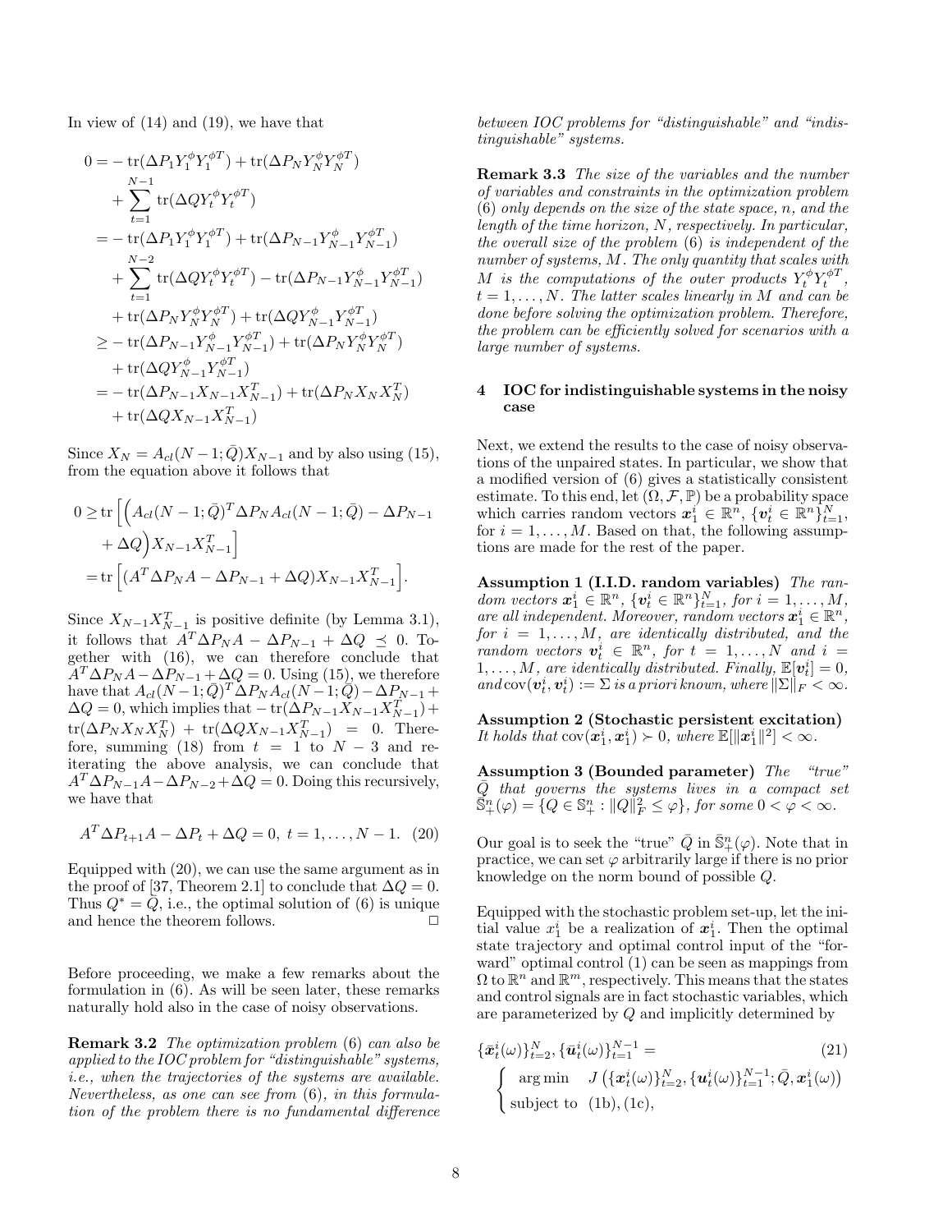In view of (14) and (19), we have that

$$
\begin{aligned}
0 =& -\operatorname{tr}(\Delta P_1 Y_1^{\phi} Y_1^{\phi T}) + \operatorname{tr}(\Delta P_N Y_N^{\phi} Y_N^{\phi T}) \\
&+ \sum_{t=1}^{N-1} \operatorname{tr}(\Delta Q Y_t^{\phi} Y_t^{\phi T}) \\
=& -\operatorname{tr}(\Delta P_1 Y_1^{\phi} Y_1^{\phi T}) + \operatorname{tr}(\Delta P_{N-1} Y_{N-1}^{\phi} Y_{N-1}^{\phi T}) \\
&+ \sum_{t=1}^{N-2} \operatorname{tr}(\Delta Q Y_t^{\phi} Y_t^{\phi T}) - \operatorname{tr}(\Delta P_{N-1} Y_{N-1}^{\phi} Y_{N-1}^{\phi T}) \\
&+ \operatorname{tr}(\Delta P_N Y_N^{\phi} Y_N^{\phi T}) + \operatorname{tr}(\Delta Q Y_{N-1}^{\phi} Y_{N-1}^{\phi T}) \\
\geq& -\operatorname{tr}(\Delta P_{N-1} Y_{N-1}^{\phi} Y_{N-1}^{\phi T}) + \operatorname{tr}(\Delta P_N Y_N^{\phi} Y_N^{\phi T}) \\
&+ \operatorname{tr}(\Delta Q Y_{N-1}^{\phi} Y_{N-1}^{\phi T}) \\
=& -\operatorname{tr}(\Delta P_{N-1} X_{N-1} X_{N-1}^T) + \operatorname{tr}(\Delta P_N X_N X_N^T) \\
&+ \operatorname{tr}(\Delta Q X_{N-1} X_{N-1}^T)
\end{aligned}
$$

Since $X_N = A_{cl}(N-1; \bar{Q}) X_{N-1}$ and by also using (15), from the equation above it follows that

$$
\begin{aligned}
0 \geq& \operatorname{tr}\Big[\Big(A_{cl}(N-1;\bar{Q})^T \Delta P_N A_{cl}(N-1;\bar{Q}) - \Delta P_{N-1} \\
&+ \Delta Q\Big) X_{N-1} X_{N-1}^T\Big] \\
=& \operatorname{tr}\Big[(A^T \Delta P_N A - \Delta P_{N-1} + \Delta Q) X_{N-1} X_{N-1}^T\Big].
\end{aligned}
$$

Since $X_{N-1}X_{N-1}^T$ is positive definite (by Lemma 3.1), it follows that $A^T \Delta P_N A - \Delta P_{N-1} + \Delta Q \preceq 0$. Together with (16), we can therefore conclude that $A^T \Delta P_N A - \Delta P_{N-1} + \Delta Q = 0$. Using (15), we therefore have that $A_{cl}(N-1;\bar{Q})^T \Delta P_N A_{cl}(N-1;\bar{Q}) - \Delta P_{N-1} + \Delta Q = 0$, which implies that $-\operatorname{tr}(\Delta P_{N-1} X_{N-1} X_{N-1}^T) + \operatorname{tr}(\Delta P_N X_N X_N^T) + \operatorname{tr}(\Delta Q X_{N-1} X_{N-1}^T) = 0$. Therefore, summing (18) from $t = 1$ to $N-3$ and reiterating the above analysis, we can conclude that $A^T \Delta P_{N-1} A - \Delta P_{N-2} + \Delta Q = 0$. Doing this recursively, we have that

$$
A^T \Delta P_{t+1} A - \Delta P_t + \Delta Q = 0, \; t = 1, \ldots, N-1. \quad (20)
$$

Equipped with (20), we can use the same argument as in the proof of [37, Theorem 2.1] to conclude that $\Delta Q = 0$. Thus $Q^* = \bar{Q}$, i.e., the optimal solution of (6) is unique and hence the theorem follows. $\square$

Before proceeding, we make a few remarks about the formulation in (6). As will be seen later, these remarks naturally hold also in the case of noisy observations.

**Remark 3.2** *The optimization problem (6) can also be applied to the IOC problem for "distinguishable" systems, i.e., when the trajectories of the systems are available. Nevertheless, as one can see from (6), in this formulation of the problem there is no fundamental difference between IOC problems for "distinguishable" and "indistinguishable" systems.*

**Remark 3.3** *The size of the variables and the number of variables and constraints in the optimization problem (6) only depends on the size of the state space, $n$, and the length of the time horizon, $N$, respectively. In particular, the overall size of the problem (6) is independent of the number of systems, $M$. The only quantity that scales with $M$ is the computations of the outer products $Y_t^{\phi} Y_t^{\phi T}$, $t = 1, \ldots, N$. The latter scales linearly in $M$ and can be done before solving the optimization problem. Therefore, the problem can be efficiently solved for scenarios with a large number of systems.*

## 4 IOC for indistinguishable systems in the noisy case

Next, we extend the results to the case of noisy observations of the unpaired states. In particular, we show that a modified version of (6) gives a statistically consistent estimate. To this end, let $(\Omega, \mathcal{F}, \mathbb{P})$ be a probability space which carries random vectors $\boldsymbol{x}_1^i \in \mathbb{R}^n$, $\{\boldsymbol{v}_t^i \in \mathbb{R}^n\}_{t=1}^N$, for $i = 1, \ldots, M$. Based on that, the following assumptions are made for the rest of the paper.

**Assumption 1 (I.I.D. random variables)** *The random vectors $\boldsymbol{x}_1^i \in \mathbb{R}^n$, $\{\boldsymbol{v}_t^i \in \mathbb{R}^n\}_{t=1}^N$, for $i = 1, \ldots, M$, are all independent. Moreover, random vectors $\boldsymbol{x}_1^i \in \mathbb{R}^n$, for $i = 1, \ldots, M$, are identically distributed, and the random vectors $\boldsymbol{v}_t^i \in \mathbb{R}^n$, for $t = 1, \ldots, N$ and $i = 1, \ldots, M$, are identically distributed. Finally, $\mathbb{E}[\boldsymbol{v}_t^i] = 0$, and $\operatorname{cov}(\boldsymbol{v}_t^i, \boldsymbol{v}_t^i) := \Sigma$ is a priori known, where $\|\Sigma\|_F < \infty$.*

**Assumption 2 (Stochastic persistent excitation)** *It holds that $\operatorname{cov}(\boldsymbol{x}_1^i, \boldsymbol{x}_1^i) \succ 0$, where $\mathbb{E}[\|\boldsymbol{x}_1^i\|^2] < \infty$.*

**Assumption 3 (Bounded parameter)** *The "true" $\bar{Q}$ that governs the systems lives in a compact set $\bar{\mathbb{S}}_+^n(\varphi) = \{Q \in \mathbb{S}_+^n : \|Q\|_F^2 \leq \varphi\}$, for some $0 < \varphi < \infty$.*

Our goal is to seek the "true" $\bar{Q}$ in $\bar{\mathbb{S}}_+^n(\varphi)$. Note that in practice, we can set $\varphi$ arbitrarily large if there is no prior knowledge on the norm bound of possible $Q$.

Equipped with the stochastic problem set-up, let the initial value $x_1^i$ be a realization of $\boldsymbol{x}_1^i$. Then the optimal state trajectory and optimal control input of the "forward" optimal control (1) can be seen as mappings from $\Omega$ to $\mathbb{R}^n$ and $\mathbb{R}^m$, respectively. This means that the states and control signals are in fact stochastic variables, which are parameterized by $Q$ and implicitly determined by

$$
\begin{aligned}
&\{\bar{\boldsymbol{x}}_t^i(\omega)\}_{t=2}^N, \{\bar{\boldsymbol{u}}_t^i(\omega)\}_{t=1}^{N-1} = \qquad\qquad (21) \\
&\begin{cases} \arg\min & J\left(\{\boldsymbol{x}_t^i(\omega)\}_{t=2}^N, \{\boldsymbol{u}_t^i(\omega)\}_{t=1}^{N-1}; \bar{Q}, \boldsymbol{x}_1^i(\omega)\right) \\ \text{subject to} & (1b), (1c), \end{cases}
\end{aligned}
$$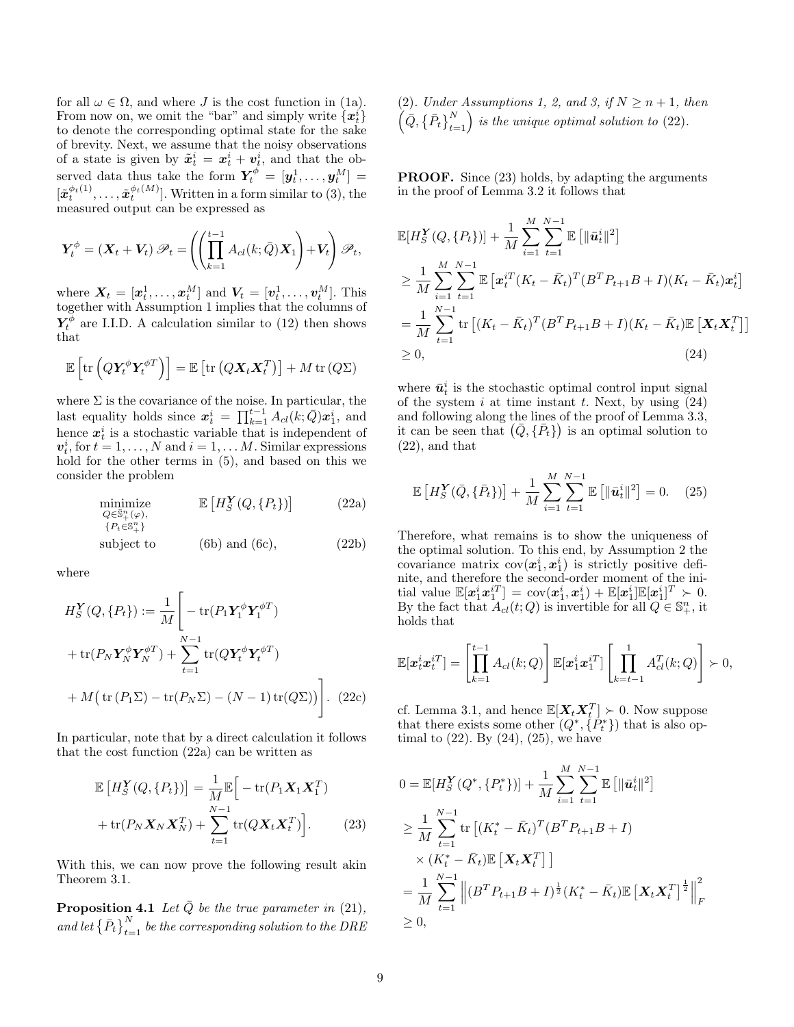for all $\omega \in \Omega$, and where $J$ is the cost function in (1a). From now on, we omit the "bar" and simply write $\{\boldsymbol{x}_t^i\}$ to denote the corresponding optimal state for the sake of brevity. Next, we assume that the noisy observations of a state is given by $\tilde{\boldsymbol{x}}_t^i = \boldsymbol{x}_t^i + \boldsymbol{v}_t^i$, and that the observed data thus take the form $\boldsymbol{Y}_t^\phi = [\boldsymbol{y}_t^1, \ldots, \boldsymbol{y}_t^M] = [\tilde{\boldsymbol{x}}_t^{\phi_t(1)}, \ldots, \tilde{\boldsymbol{x}}_t^{\phi_t(M)}]$. Written in a form similar to (3), the measured output can be expressed as

$$\boldsymbol{Y}_t^\phi = (\boldsymbol{X}_t + \boldsymbol{V}_t)\,\mathscr{P}_t = \left(\left(\prod_{k=1}^{t-1} A_{cl}(k;\bar{Q})\boldsymbol{X}_1\right) + \boldsymbol{V}_t\right)\mathscr{P}_t,$$

where $\boldsymbol{X}_t = [\boldsymbol{x}_t^1, \ldots, \boldsymbol{x}_t^M]$ and $\boldsymbol{V}_t = [\boldsymbol{v}_t^1, \ldots, \boldsymbol{v}_t^M]$. This together with Assumption 1 implies that the columns of $\boldsymbol{Y}_t^\phi$ are I.I.D. A calculation similar to (12) then shows that

$$\mathbb{E}\left[\operatorname{tr}\left(Q\boldsymbol{Y}_t^\phi \boldsymbol{Y}_t^{\phi T}\right)\right] = \mathbb{E}\left[\operatorname{tr}\left(Q\boldsymbol{X}_t\boldsymbol{X}_t^T\right)\right] + M\operatorname{tr}(Q\Sigma)$$

where $\Sigma$ is the covariance of the noise. In particular, the last equality holds since $\boldsymbol{x}_t^i = \prod_{k=1}^{t-1} A_{cl}(k;\bar{Q})\boldsymbol{x}_1^i$, and hence $\boldsymbol{x}_t^i$ is a stochastic variable that is independent of $\boldsymbol{v}_t^i$, for $t = 1, \ldots, N$ and $i = 1, \ldots M$. Similar expressions hold for the other terms in (5), and based on this we consider the problem

$$\begin{aligned}
&\underset{\substack{Q\in\mathbb{S}_+^n(\varphi),\\ \{P_t\in\mathbb{S}_+^n\}}}{\text{minimize}} && \mathbb{E}\left[H_S^{\boldsymbol{Y}}(Q,\{P_t\})\right] && \text{(22a)}\\
&\text{subject to} && \text{(6b) and (6c)}, && \text{(22b)}
\end{aligned}$$

where

$$\begin{aligned}
H_S^{\boldsymbol{Y}}(Q,\{P_t\}) &:= \frac{1}{M}\Bigg[-\operatorname{tr}(P_1\boldsymbol{Y}_1^\phi\boldsymbol{Y}_1^{\phi T})\\
&+\operatorname{tr}(P_N\boldsymbol{Y}_N^\phi\boldsymbol{Y}_N^{\phi T}) + \sum_{t=1}^{N-1}\operatorname{tr}(Q\boldsymbol{Y}_t^\phi\boldsymbol{Y}_t^{\phi T})\\
&+M\big(\operatorname{tr}(P_1\Sigma) - \operatorname{tr}(P_N\Sigma) - (N-1)\operatorname{tr}(Q\Sigma)\big)\Bigg]. \quad \text{(22c)}
\end{aligned}$$

In particular, note that by a direct calculation it follows that the cost function (22a) can be written as

$$\begin{aligned}
\mathbb{E}\left[H_S^{\boldsymbol{Y}}(Q,\{P_t\})\right] &= \frac{1}{M}\mathbb{E}\Big[-\operatorname{tr}(P_1\boldsymbol{X}_1\boldsymbol{X}_1^T)\\
&+\operatorname{tr}(P_N\boldsymbol{X}_N\boldsymbol{X}_N^T) + \sum_{t=1}^{N-1}\operatorname{tr}(Q\boldsymbol{X}_t\boldsymbol{X}_t^T)\Big]. \quad \text{(23)}
\end{aligned}$$

With this, we can now prove the following result akin Theorem 3.1.

**Proposition 4.1** *Let $\bar{Q}$ be the true parameter in (21), and let $\{\bar{P}_t\}_{t=1}^N$ be the corresponding solution to the DRE (2). Under Assumptions 1, 2, and 3, if $N \geq n+1$, then $\left(\bar{Q}, \{\bar{P}_t\}_{t=1}^N\right)$ is the unique optimal solution to (22).*

**PROOF.** Since (23) holds, by adapting the arguments in the proof of Lemma 3.2 it follows that

$$\begin{aligned}
&\mathbb{E}[H_S^{\boldsymbol{Y}}(Q,\{P_t\})] + \frac{1}{M}\sum_{i=1}^M\sum_{t=1}^{N-1}\mathbb{E}\left[\|\bar{\boldsymbol{u}}_t^i\|^2\right]\\
&\geq \frac{1}{M}\sum_{i=1}^M\sum_{t=1}^{N-1}\mathbb{E}\left[\boldsymbol{x}_t^{iT}(K_t-\bar{K}_t)^T(B^TP_{t+1}B+I)(K_t-\bar{K}_t)\boldsymbol{x}_t^i\right]\\
&= \frac{1}{M}\sum_{t=1}^{N-1}\operatorname{tr}\left[(K_t-\bar{K}_t)^T(B^TP_{t+1}B+I)(K_t-\bar{K}_t)\mathbb{E}\left[\boldsymbol{X}_t\boldsymbol{X}_t^T\right]\right]\\
&\geq 0, \qquad\qquad\qquad\qquad\qquad\qquad\qquad\qquad\qquad\qquad \text{(24)}
\end{aligned}$$

where $\bar{\boldsymbol{u}}_t^i$ is the stochastic optimal control input signal of the system $i$ at time instant $t$. Next, by using (24) and following along the lines of the proof of Lemma 3.3, it can be seen that $(\bar{Q}, \{\bar{P}_t\})$ is an optimal solution to (22), and that

$$\mathbb{E}\left[H_S^{\boldsymbol{Y}}(\bar{Q},\{\bar{P}_t\})\right] + \frac{1}{M}\sum_{i=1}^M\sum_{t=1}^{N-1}\mathbb{E}\left[\|\bar{\boldsymbol{u}}_t^i\|^2\right] = 0. \quad \text{(25)}$$

Therefore, what remains is to show the uniqueness of the optimal solution. To this end, by Assumption 2 the covariance matrix $\operatorname{cov}(\boldsymbol{x}_1^i, \boldsymbol{x}_1^i)$ is strictly positive definite, and therefore the second-order moment of the initial value $\mathbb{E}[\boldsymbol{x}_1^i\boldsymbol{x}_1^{iT}] = \operatorname{cov}(\boldsymbol{x}_1^i,\boldsymbol{x}_1^i) + \mathbb{E}[\boldsymbol{x}_1^i]\mathbb{E}[\boldsymbol{x}_1^i]^T \succ 0$. By the fact that $A_{cl}(t;Q)$ is invertible for all $Q \in \mathbb{S}_+^n$, it holds that

$$\mathbb{E}[\boldsymbol{x}_t^i\boldsymbol{x}_t^{iT}] = \left[\prod_{k=1}^{t-1} A_{cl}(k;Q)\right]\mathbb{E}[\boldsymbol{x}_1^i\boldsymbol{x}_1^{iT}]\left[\prod_{k=t-1}^{1} A_{cl}^T(k;Q)\right] \succ 0,$$

cf. Lemma 3.1, and hence $\mathbb{E}[\boldsymbol{X}_t\boldsymbol{X}_t^T] \succ 0$. Now suppose that there exists some other $(Q^*, \{P_t^*\})$ that is also optimal to (22). By (24), (25), we have

$$\begin{aligned}
0 &= \mathbb{E}[H_S^{\boldsymbol{Y}}(Q^*,\{P_t^*\})] + \frac{1}{M}\sum_{i=1}^M\sum_{t=1}^{N-1}\mathbb{E}\left[\|\bar{\boldsymbol{u}}_t^i\|^2\right]\\
&\geq \frac{1}{M}\sum_{t=1}^{N-1}\operatorname{tr}\left[(K_t^*-\bar{K}_t)^T(B^TP_{t+1}B+I)\right.\\
&\qquad\left.\times(K_t^*-\bar{K}_t)\mathbb{E}\left[\boldsymbol{X}_t\boldsymbol{X}_t^T\right]\right]\\
&= \frac{1}{M}\sum_{t=1}^{N-1}\left\|(B^TP_{t+1}B+I)^{\frac{1}{2}}(K_t^*-\bar{K}_t)\mathbb{E}\left[\boldsymbol{X}_t\boldsymbol{X}_t^T\right]^{\frac{1}{2}}\right\|_F^2\\
&\geq 0,
\end{aligned}$$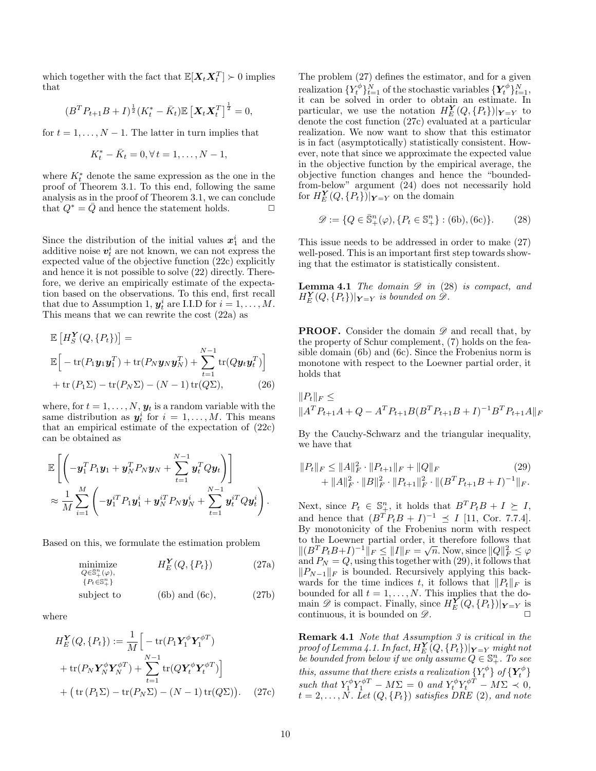which together with the fact that $\mathbb{E}[\boldsymbol{X}_t\boldsymbol{X}_t^T] \succ 0$ implies that

$$(B^T P_{t+1} B + I)^{\frac{1}{2}}(K_t^* - \bar{K}_t)\mathbb{E}\left[\boldsymbol{X}_t\boldsymbol{X}_t^T\right]^{\frac{1}{2}} = 0,$$

for $t = 1, \ldots, N-1$. The latter in turn implies that

$$K_t^* - \bar{K}_t = 0, \forall\, t = 1, \ldots, N-1,$$

where $K_t^*$ denote the same expression as the one in the proof of Theorem 3.1. To this end, following the same analysis as in the proof of Theorem 3.1, we can conclude that $Q^* = \bar{Q}$ and hence the statement holds. □

Since the distribution of the initial values $\boldsymbol{x}_1^i$ and the additive noise $\boldsymbol{v}_t^i$ are not known, we can not express the expected value of the objective function (22c) explicitly and hence it is not possible to solve (22) directly. Therefore, we derive an empirically estimate of the expectation based on the observations. To this end, first recall that due to Assumption 1, $\boldsymbol{y}_t^i$ are I.I.D for $i = 1, \ldots, M$. This means that we can rewrite the cost (22a) as

$$\begin{aligned}
&\mathbb{E}\left[H_S^{\boldsymbol{Y}}(Q, \{P_t\})\right] = \\
&\mathbb{E}\Big[-\operatorname{tr}(P_1\boldsymbol{y}_1\boldsymbol{y}_1^T) + \operatorname{tr}(P_N\boldsymbol{y}_N\boldsymbol{y}_N^T) + \sum_{t=1}^{N-1}\operatorname{tr}(Q\boldsymbol{y}_t\boldsymbol{y}_t^T)\Big] \\
&\quad + \operatorname{tr}(P_1\Sigma) - \operatorname{tr}(P_N\Sigma) - (N-1)\operatorname{tr}(Q\Sigma), \qquad (26)
\end{aligned}$$

where, for $t = 1, \ldots, N$, $\boldsymbol{y}_t$ is a random variable with the same distribution as $\boldsymbol{y}_t^i$ for $i = 1, \ldots, M$. This means that an empirical estimate of the expectation of (22c) can be obtained as

$$\begin{aligned}
&\mathbb{E}\left[\left(-\boldsymbol{y}_1^T P_1 \boldsymbol{y}_1 + \boldsymbol{y}_N^T P_N \boldsymbol{y}_N + \sum_{t=1}^{N-1}\boldsymbol{y}_t^T Q \boldsymbol{y}_t\right)\right] \\
&\approx \frac{1}{M}\sum_{i=1}^{M}\left(-\boldsymbol{y}_1^{iT} P_1 \boldsymbol{y}_1^i + \boldsymbol{y}_N^{iT} P_N \boldsymbol{y}_N^i + \sum_{t=1}^{N-1}\boldsymbol{y}_t^{iT} Q \boldsymbol{y}_t^i\right).
\end{aligned}$$

Based on this, we formulate the estimation problem

$$\begin{aligned}
&\underset{\substack{Q\in\bar{\mathbb{S}}_+^n(\varphi),\\ \{P_t\in\mathbb{S}_+^n\}}}{\text{minimize}} && H_E^{\boldsymbol{Y}}(Q, \{P_t\}) && (27a)\\
&\text{subject to} && \text{(6b) and (6c)}, && (27b)
\end{aligned}$$

where

$$\begin{aligned}
&H_E^{\boldsymbol{Y}}(Q, \{P_t\}) := \frac{1}{M}\Big[-\operatorname{tr}(P_1\boldsymbol{Y}_1^\phi\boldsymbol{Y}_1^{\phi T}) \\
&+ \operatorname{tr}(P_N\boldsymbol{Y}_N^\phi\boldsymbol{Y}_N^{\phi T}) + \sum_{t=1}^{N-1}\operatorname{tr}(Q\boldsymbol{Y}_t^\phi\boldsymbol{Y}_t^{\phi T})\Big] \\
&+ \big(\operatorname{tr}(P_1\Sigma) - \operatorname{tr}(P_N\Sigma) - (N-1)\operatorname{tr}(Q\Sigma)\big). \qquad (27c)
\end{aligned}$$

The problem (27) defines the estimator, and for a given realization $\{Y_t^\phi\}_{t=1}^N$ of the stochastic variables $\{\boldsymbol{Y}_t^\phi\}_{t=1}^N$, it can be solved in order to obtain an estimate. In particular, we use the notation $H_E^{\boldsymbol{Y}}(Q, \{P_t\})|_{\boldsymbol{Y}=Y}$ to denote the cost function (27c) evaluated at a particular realization. We now want to show that this estimator is in fact (asymptotically) statistically consistent. However, note that since we approximate the expected value in the objective function by the empirical average, the objective function changes and hence the "bounded-from-below" argument (24) does not necessarily hold for $H_E^{\boldsymbol{Y}}(Q, \{P_t\})|_{\boldsymbol{Y}=Y}$ on the domain

$$\mathscr{D} := \{Q \in \bar{\mathbb{S}}_+^n(\varphi), \{P_t \in \mathbb{S}_+^n\} : \text{(6b)}, \text{(6c)}\}. \qquad (28)$$

This issue needs to be addressed in order to make (27) well-posed. This is an important first step towards showing that the estimator is statistically consistent.

**Lemma 4.1** *The domain $\mathscr{D}$ in* (28) *is compact, and $H_E^{\boldsymbol{Y}}(Q, \{P_t\})|_{\boldsymbol{Y}=Y}$ is bounded on $\mathscr{D}$.*

**PROOF.** Consider the domain $\mathscr{D}$ and recall that, by the property of Schur complement, (7) holds on the feasible domain (6b) and (6c). Since the Frobenius norm is monotone with respect to the Loewner partial order, it holds that

$$\begin{aligned}
&\|P_t\|_F \leq \\
&\|A^T P_{t+1} A + Q - A^T P_{t+1} B(B^T P_{t+1} B + I)^{-1} B^T P_{t+1} A\|_F
\end{aligned}$$

By the Cauchy-Schwarz and the triangular inequality, we have that

$$\begin{aligned}
\|P_t\|_F &\leq \|A\|_F^2 \cdot \|P_{t+1}\|_F + \|Q\|_F \qquad (29)\\
&\quad + \|A\|_F^2 \cdot \|B\|_F^2 \cdot \|P_{t+1}\|_F^2 \cdot \|(B^T P_{t+1} B + I)^{-1}\|_F.
\end{aligned}$$

Next, since $P_t \in \mathbb{S}_+^n$, it holds that $B^T P_t B + I \succeq I$, and hence that $(B^T P_t B + I)^{-1} \preceq I$ [11, Cor. 7.7.4]. By monotonicity of the Frobenius norm with respect to the Loewner partial order, it therefore follows that $\|(B^T P_t B + I)^{-1}\|_F \leq \|I\|_F = \sqrt{n}$. Now, since $\|Q\|_F^2 \leq \varphi$ and $P_N = Q$, using this together with (29), it follows that $\|P_{N-1}\|_F$ is bounded. Recursively applying this backwards for the time indices $t$, it follows that $\|P_t\|_F$ is bounded for all $t = 1, \ldots, N$. This implies that the domain $\mathscr{D}$ is compact. Finally, since $H_E^{\boldsymbol{Y}}(Q, \{P_t\})|_{\boldsymbol{Y}=Y}$ is continuous, it is bounded on $\mathscr{D}$. □

**Remark 4.1** *Note that Assumption 3 is critical in the proof of Lemma 4.1. In fact, $H_E^{\boldsymbol{Y}}(Q, \{P_t\})|_{\boldsymbol{Y}=Y}$ might not be bounded from below if we only assume $Q \in \mathbb{S}_+^n$. To see this, assume that there exists a realization $\{Y_t^\phi\}$ of $\{\boldsymbol{Y}_t^\phi\}$ such that $Y_1^\phi Y_1^{\phi T} - M\Sigma = 0$ and $Y_t^\phi Y_t^{\phi T} - M\Sigma \prec 0$, $t = 2, \ldots, N$. Let $(Q, \{P_t\})$ satisfies DRE* (2)*, and note*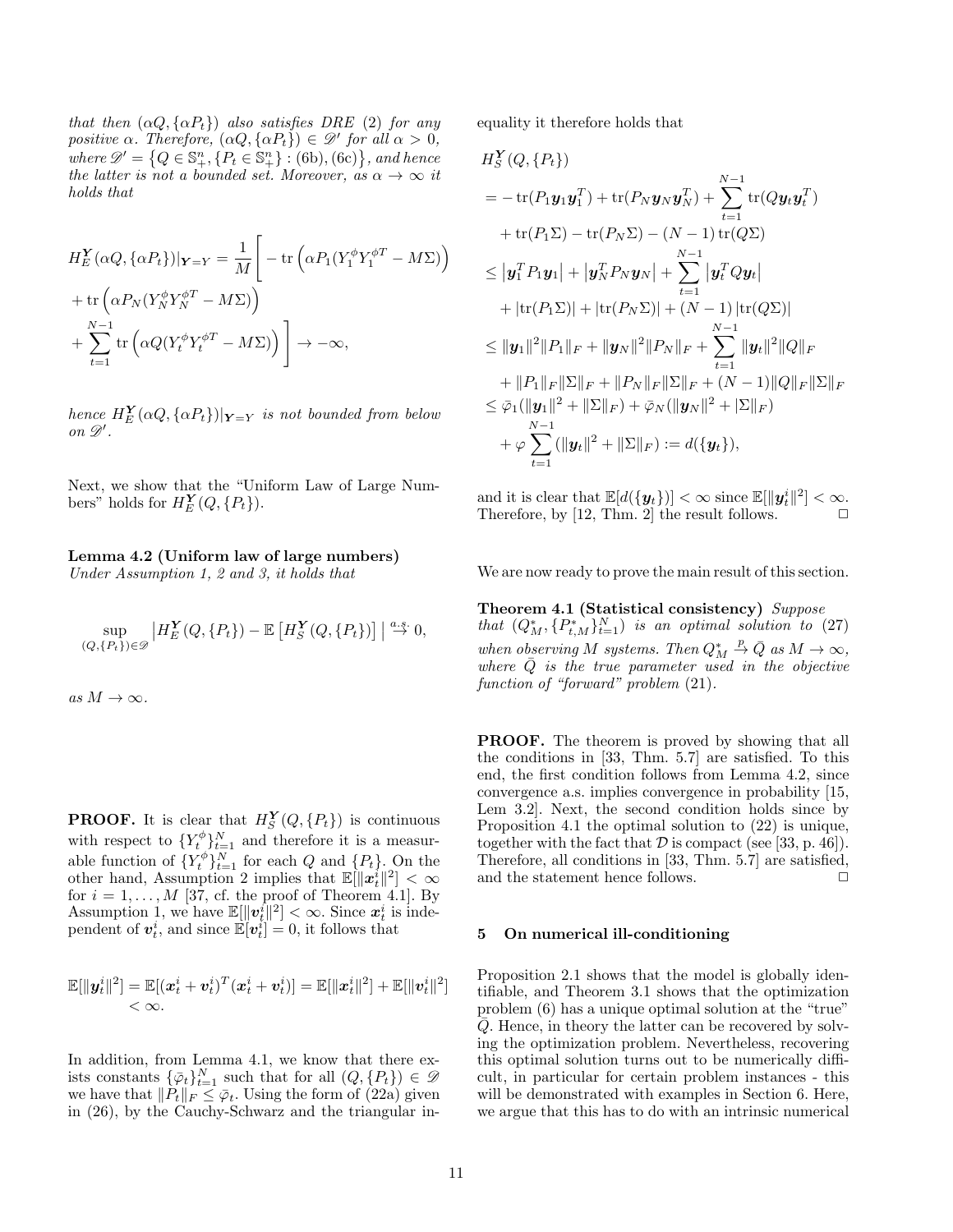*that then $(\alpha Q, \{\alpha P_t\})$ also satisfies DRE (2) for any positive $\alpha$. Therefore, $(\alpha Q, \{\alpha P_t\}) \in \mathscr{D}'$ for all $\alpha > 0$, where $\mathscr{D}' = \{Q \in \mathbb{S}^n_+, \{P_t \in \mathbb{S}^n_+\} : \text{(6b)}, \text{(6c)}\}$, and hence the latter is not a bounded set. Moreover, as $\alpha \to \infty$ it holds that*

$$
\begin{aligned}
H_E^{\boldsymbol{Y}}(\alpha Q, \{\alpha P_t\})|_{\boldsymbol{Y}=Y} = \frac{1}{M}\Bigg[ &- \operatorname{tr}\left(\alpha P_1 (Y_1^\phi Y_1^{\phi T} - M\Sigma)\right) \\
&+ \operatorname{tr}\left(\alpha P_N (Y_N^\phi Y_N^{\phi T} - M\Sigma)\right) \\
&+ \sum_{t=1}^{N-1} \operatorname{tr}\left(\alpha Q (Y_t^\phi Y_t^{\phi T} - M\Sigma)\right) \Bigg] \to -\infty,
\end{aligned}
$$

*hence $H_E^{\boldsymbol{Y}}(\alpha Q, \{\alpha P_t\})|_{\boldsymbol{Y}=Y}$ is not bounded from below on $\mathscr{D}'$.*

Next, we show that the "Uniform Law of Large Numbers" holds for $H_E^{\boldsymbol{Y}}(Q, \{P_t\})$.

**Lemma 4.2 (Uniform law of large numbers)** *Under Assumption 1, 2 and 3, it holds that*

$$
\sup_{(Q,\{P_t\})\in\mathscr{D}} \left| H_E^{\boldsymbol{Y}}(Q, \{P_t\}) - \mathbb{E}\left[H_S^{\boldsymbol{Y}}(Q, \{P_t\})\right] \right| \overset{a.s.}{\to} 0,
$$

*as $M \to \infty$.*

**PROOF.** It is clear that $H_S^{\boldsymbol{Y}}(Q, \{P_t\})$ is continuous with respect to $\{Y_t^\phi\}_{t=1}^N$ and therefore it is a measurable function of $\{Y_t^\phi\}_{t=1}^N$ for each $Q$ and $\{P_t\}$. On the other hand, Assumption 2 implies that $\mathbb{E}[\|\boldsymbol{x}_t^i\|^2] < \infty$ for $i = 1, \ldots, M$ [37, cf. the proof of Theorem 4.1]. By Assumption 1, we have $\mathbb{E}[\|\boldsymbol{v}_t^i\|^2] < \infty$. Since $\boldsymbol{x}_t^i$ is independent of $\boldsymbol{v}_t^i$, and since $\mathbb{E}[\boldsymbol{v}_t^i] = 0$, it follows that

$$
\mathbb{E}[\|\boldsymbol{y}_t^i\|^2] = \mathbb{E}[(\boldsymbol{x}_t^i + \boldsymbol{v}_t^i)^T(\boldsymbol{x}_t^i + \boldsymbol{v}_t^i)] = \mathbb{E}[\|\boldsymbol{x}_t^i\|^2] + \mathbb{E}[\|\boldsymbol{v}_t^i\|^2] < \infty.
$$

In addition, from Lemma 4.1, we know that there exists constants $\{\bar{\varphi}_t\}_{t=1}^N$ such that for all $(Q, \{P_t\}) \in \mathscr{D}$ we have that $\|P_t\|_F \leq \bar{\varphi}_t$. Using the form of (22a) given in (26), by the Cauchy-Schwarz and the triangular inequality it therefore holds that

$$
\begin{aligned}
&H_S^{\boldsymbol{Y}}(Q, \{P_t\}) \\
&= -\operatorname{tr}(P_1 \boldsymbol{y}_1 \boldsymbol{y}_1^T) + \operatorname{tr}(P_N \boldsymbol{y}_N \boldsymbol{y}_N^T) + \sum_{t=1}^{N-1} \operatorname{tr}(Q \boldsymbol{y}_t \boldsymbol{y}_t^T) \\
&\quad + \operatorname{tr}(P_1\Sigma) - \operatorname{tr}(P_N\Sigma) - (N-1)\operatorname{tr}(Q\Sigma) \\
&\leq \left|\boldsymbol{y}_1^T P_1 \boldsymbol{y}_1\right| + \left|\boldsymbol{y}_N^T P_N \boldsymbol{y}_N\right| + \sum_{t=1}^{N-1} \left|\boldsymbol{y}_t^T Q \boldsymbol{y}_t\right| \\
&\quad + |\operatorname{tr}(P_1\Sigma)| + |\operatorname{tr}(P_N\Sigma)| + (N-1)\,|\operatorname{tr}(Q\Sigma)| \\
&\leq \|\boldsymbol{y}_1\|^2 \|P_1\|_F + \|\boldsymbol{y}_N\|^2 \|P_N\|_F + \sum_{t=1}^{N-1} \|\boldsymbol{y}_t\|^2 \|Q\|_F \\
&\quad + \|P_1\|_F\|\Sigma\|_F + \|P_N\|_F\|\Sigma\|_F + (N-1)\|Q\|_F\|\Sigma\|_F \\
&\leq \bar{\varphi}_1(\|\boldsymbol{y}_1\|^2 + \|\Sigma\|_F) + \bar{\varphi}_N(\|\boldsymbol{y}_N\|^2 + |\Sigma\|_F) \\
&\quad + \varphi \sum_{t=1}^{N-1} (\|\boldsymbol{y}_t\|^2 + \|\Sigma\|_F) := d(\{\boldsymbol{y}_t\}),
\end{aligned}
$$

and it is clear that $\mathbb{E}[d(\{\boldsymbol{y}_t\})] < \infty$ since $\mathbb{E}[\|\boldsymbol{y}_t^i\|^2] < \infty$. Therefore, by [12, Thm. 2] the result follows. $\square$

We are now ready to prove the main result of this section.

**Theorem 4.1 (Statistical consistency)** *Suppose that $(Q_M^*, \{P_{t,M}^*\}_{t=1}^N)$ is an optimal solution to (27) when observing $M$ systems. Then $Q_M^* \overset{p}{\to} \bar{Q}$ as $M \to \infty$, where $\bar{Q}$ is the true parameter used in the objective function of "forward" problem (21).*

**PROOF.** The theorem is proved by showing that all the conditions in [33, Thm. 5.7] are satisfied. To this end, the first condition follows from Lemma 4.2, since convergence a.s. implies convergence in probability [15, Lem 3.2]. Next, the second condition holds since by Proposition 4.1 the optimal solution to (22) is unique, together with the fact that $\mathcal{D}$ is compact (see [33, p. 46]). Therefore, all conditions in [33, Thm. 5.7] are satisfied, and the statement hence follows. $\square$

## 5 On numerical ill-conditioning

Proposition 2.1 shows that the model is globally identifiable, and Theorem 3.1 shows that the optimization problem (6) has a unique optimal solution at the "true" $\bar{Q}$. Hence, in theory the latter can be recovered by solving the optimization problem. Nevertheless, recovering this optimal solution turns out to be numerically difficult, in particular for certain problem instances - this will be demonstrated with examples in Section 6. Here, we argue that this has to do with an intrinsic numerical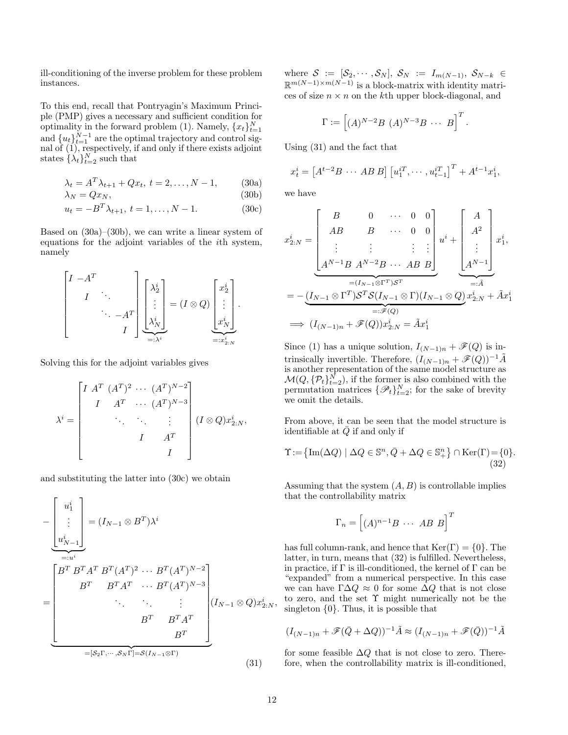ill-conditioning of the inverse problem for these problem instances.

To this end, recall that Pontryagin's Maximum Principle (PMP) gives a necessary and sufficient condition for optimality in the forward problem (1). Namely, $\{x_t\}_{t=1}^N$ and $\{u_t\}_{t=1}^{N-1}$ are the optimal trajectory and control signal of (1), respectively, if and only if there exists adjoint states $\{\lambda_t\}_{t=2}^N$ such that

$$\lambda_t = A^T\lambda_{t+1} + Qx_t,\ t = 2,\dots,N-1, \tag{30a}$$
$$\lambda_N = Qx_N, \tag{30b}$$
$$u_t = -B^T\lambda_{t+1},\ t = 1,\dots,N-1. \tag{30c}$$

Based on (30a)–(30b), we can write a linear system of equations for the adjoint variables of the $i$th system, namely

$$\begin{bmatrix} I & -A^T & & \\ & I & \ddots & \\ & & \ddots & -A^T \\ & & & I \end{bmatrix} \underbrace{\begin{bmatrix} \lambda_2^i \\ \vdots \\ \lambda_N^i \end{bmatrix}}_{=:\lambda^i} = (I \otimes Q) \underbrace{\begin{bmatrix} x_2^i \\ \vdots \\ x_N^i \end{bmatrix}}_{=:x_{2:N}^i}.$$

Solving this for the adjoint variables gives

$$\lambda^i = \begin{bmatrix} I & A^T & (A^T)^2 & \cdots & (A^T)^{N-2} \\ & I & A^T & \cdots & (A^T)^{N-3} \\ & & \ddots & \ddots & \vdots \\ & & & I & A^T \\ & & & & I \end{bmatrix} (I \otimes Q)x_{2:N}^i,$$

and substituting the latter into (30c) we obtain

$$-\underbrace{\begin{bmatrix} u_1^i \\ \vdots \\ u_{N-1}^i \end{bmatrix}}_{=:u^i} = (I_{N-1} \otimes B^T)\lambda^i$$
$$= \underbrace{\begin{bmatrix} B^T & B^TA^T & B^T(A^T)^2 & \cdots & B^T(A^T)^{N-2} \\ & B^T & B^TA^T & \cdots & B^T(A^T)^{N-3} \\ & & \ddots & \ddots & \vdots \\ & & & B^T & B^TA^T \\ & & & & B^T \end{bmatrix}}_{=[\mathcal{S}_2\Gamma,\cdots,\mathcal{S}_N\Gamma]=\mathcal{S}(I_{N-1}\otimes\Gamma)} (I_{N-1} \otimes Q)x_{2:N}^i, \tag{31}$$

where $\mathcal{S} := [\mathcal{S}_2, \cdots, \mathcal{S}_N]$, $\mathcal{S}_N := I_{m(N-1)}$, $\mathcal{S}_{N-k} \in \mathbb{R}^{m(N-1)\times m(N-1)}$ is a block-matrix with identity matrices of size $n \times n$ on the $k$th upper block-diagonal, and

$$\Gamma := \begin{bmatrix} (A)^{N-2}B & (A)^{N-3}B & \cdots & B \end{bmatrix}^T.$$

Using (31) and the fact that

$$x_t^i = \begin{bmatrix} A^{t-2}B & \cdots & AB & B \end{bmatrix} \begin{bmatrix} u_1^{iT}, \cdots, u_{t-1}^{iT} \end{bmatrix}^T + A^{t-1}x_1^i,$$

we have

$$x_{2:N}^i = \underbrace{\begin{bmatrix} B & 0 & \cdots & 0 & 0 \\ AB & B & \cdots & 0 & 0 \\ \vdots & \vdots & & \vdots & \vdots \\ A^{N-1}B & A^{N-2}B & \cdots & AB & B \end{bmatrix}}_{=(I_{N-1}\otimes\Gamma^T)\mathcal{S}^T} u^i + \underbrace{\begin{bmatrix} A \\ A^2 \\ \vdots \\ A^{N-1} \end{bmatrix}}_{=:\tilde{A}} x_1^i,$$
$$= -\underbrace{(I_{N-1} \otimes \Gamma^T)\mathcal{S}^T\mathcal{S}(I_{N-1} \otimes \Gamma)(I_{N-1} \otimes Q)}_{=:\mathscr{F}(Q)} x_{2:N}^i + \tilde{A}x_1^i$$
$$\implies (I_{(N-1)n} + \mathscr{F}(Q))x_{2:N}^i = \tilde{A}x_1^i$$

Since (1) has a unique solution, $I_{(N-1)n} + \mathscr{F}(Q)$ is intrinsically invertible. Therefore, $(I_{(N-1)n} + \mathscr{F}(Q))^{-1}\tilde{A}$ is another representation of the same model structure as $\mathcal{M}(Q, \{\mathcal{P}_t\}_{t=2}^N)$, if the former is also combined with the permutation matrices $\{\mathscr{P}_t\}_{t=2}^N$; for the sake of brevity we omit the details.

From above, it can be seen that the model structure is identifiable at $\bar{Q}$ if and only if

$$\Upsilon := \left\{ \operatorname{Im}(\Delta Q) \mid \Delta Q \in \mathbb{S}^n, \bar{Q} + \Delta Q \in \mathbb{S}_+^n \right\} \cap \operatorname{Ker}(\Gamma) = \{0\}. \tag{32}$$

Assuming that the system $(A, B)$ is controllable implies that the controllability matrix

$$\Gamma_n = \begin{bmatrix} (A)^{n-1}B & \cdots & AB & B \end{bmatrix}^T$$

has full column-rank, and hence that $\operatorname{Ker}(\Gamma) = \{0\}$. The latter, in turn, means that (32) is fulfilled. Nevertheless, in practice, if $\Gamma$ is ill-conditioned, the kernel of $\Gamma$ can be "expanded" from a numerical perspective. In this case we can have $\Gamma\Delta Q \approx 0$ for some $\Delta Q$ that is not close to zero, and the set $\Upsilon$ might numerically not be the singleton $\{0\}$. Thus, it is possible that

$$(I_{(N-1)n} + \mathscr{F}(\bar{Q} + \Delta Q))^{-1}\tilde{A} \approx (I_{(N-1)n} + \mathscr{F}(\bar{Q}))^{-1}\tilde{A}$$

for some feasible $\Delta Q$ that is not close to zero. Therefore, when the controllability matrix is ill-conditioned,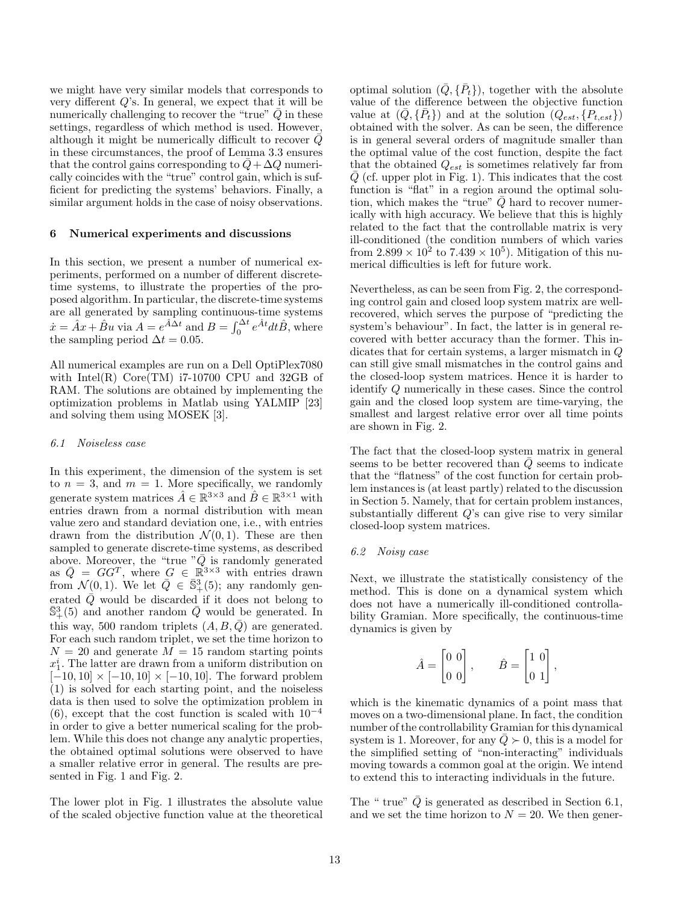we might have very similar models that corresponds to very different $Q$'s. In general, we expect that it will be numerically challenging to recover the "true" $\bar{Q}$ in these settings, regardless of which method is used. However, although it might be numerically difficult to recover $\bar{Q}$ in these circumstances, the proof of Lemma 3.3 ensures that the control gains corresponding to $\bar{Q}+\Delta Q$ numerically coincides with the "true" control gain, which is sufficient for predicting the systems' behaviors. Finally, a similar argument holds in the case of noisy observations.

## 6 Numerical experiments and discussions

In this section, we present a number of numerical experiments, performed on a number of different discrete-time systems, to illustrate the properties of the proposed algorithm. In particular, the discrete-time systems are all generated by sampling continuous-time systems $\dot{x} = \hat{A}x + \hat{B}u$ via $A = e^{\hat{A}\Delta t}$ and $B = \int_0^{\Delta t} e^{\hat{A}t} dt \hat{B}$, where the sampling period $\Delta t = 0.05$.

All numerical examples are run on a Dell OptiPlex7080 with Intel(R) Core(TM) i7-10700 CPU and 32GB of RAM. The solutions are obtained by implementing the optimization problems in Matlab using YALMIP [23] and solving them using MOSEK [3].

### *6.1 Noiseless case*

In this experiment, the dimension of the system is set to $n = 3$, and $m = 1$. More specifically, we randomly generate system matrices $\hat{A} \in \mathbb{R}^{3\times 3}$ and $\hat{B} \in \mathbb{R}^{3\times 1}$ with entries drawn from a normal distribution with mean value zero and standard deviation one, i.e., with entries drawn from the distribution $\mathcal{N}(0, 1)$. These are then sampled to generate discrete-time systems, as described above. Moreover, the "true "$\bar{Q}$ is randomly generated as $\bar{Q} = GG^T$, where $G \in \mathbb{R}^{3\times 3}$ with entries drawn from $\mathcal{N}(0, 1)$. We let $\bar{Q} \in \bar{\mathbb{S}}^3_+(5)$; any randomly generated $\bar{Q}$ would be discarded if it does not belong to $\bar{\mathbb{S}}^3_+(5)$ and another random $\bar{Q}$ would be generated. In this way, 500 random triplets $(A, B, \bar{Q})$ are generated. For each such random triplet, we set the time horizon to $N = 20$ and generate $M = 15$ random starting points $x_1^i$. The latter are drawn from a uniform distribution on $[-10, 10] \times [-10, 10] \times [-10, 10]$. The forward problem (1) is solved for each starting point, and the noiseless data is then used to solve the optimization problem in (6), except that the cost function is scaled with $10^{-4}$ in order to give a better numerical scaling for the problem. While this does not change any analytic properties, the obtained optimal solutions were observed to have a smaller relative error in general. The results are presented in Fig. 1 and Fig. 2.

The lower plot in Fig. 1 illustrates the absolute value of the scaled objective function value at the theoretical optimal solution $(\bar{Q}, \{\bar{P}_t\})$, together with the absolute value of the difference between the objective function value at $(\bar{Q}, \{\bar{P}_t\})$ and at the solution $(Q_{est}, \{P_{t,est}\})$ obtained with the solver. As can be seen, the difference is in general several orders of magnitude smaller than the optimal value of the cost function, despite the fact that the obtained $Q_{est}$ is sometimes relatively far from $\bar{Q}$ (cf. upper plot in Fig. 1). This indicates that the cost function is "flat" in a region around the optimal solution, which makes the "true" $\bar{Q}$ hard to recover numerically with high accuracy. We believe that this is highly related to the fact that the controllable matrix is very ill-conditioned (the condition numbers of which varies from $2.899 \times 10^2$ to $7.439 \times 10^5$). Mitigation of this numerical difficulties is left for future work.

Nevertheless, as can be seen from Fig. 2, the corresponding control gain and closed loop system matrix are well-recovered, which serves the purpose of "predicting the system's behaviour". In fact, the latter is in general recovered with better accuracy than the former. This indicates that for certain systems, a larger mismatch in $Q$ can still give small mismatches in the control gains and the closed-loop system matrices. Hence it is harder to identify $Q$ numerically in these cases. Since the control gain and the closed loop system are time-varying, the smallest and largest relative error over all time points are shown in Fig. 2.

The fact that the closed-loop system matrix in general seems to be better recovered than $\bar{Q}$ seems to indicate that the "flatness" of the cost function for certain problem instances is (at least partly) related to the discussion in Section 5. Namely, that for certain problem instances, substantially different $Q$'s can give rise to very similar closed-loop system matrices.

### *6.2 Noisy case*

Next, we illustrate the statistically consistency of the method. This is done on a dynamical system which does not have a numerically ill-conditioned controllability Gramian. More specifically, the continuous-time dynamics is given by

$$
\hat{A} = \begin{bmatrix} 0 & 0 \\ 0 & 0 \end{bmatrix}, \qquad \hat{B} = \begin{bmatrix} 1 & 0 \\ 0 & 1 \end{bmatrix},
$$

which is the kinematic dynamics of a point mass that moves on a two-dimensional plane. In fact, the condition number of the controllability Gramian for this dynamical system is 1. Moreover, for any $\bar{Q} \succ 0$, this is a model for the simplified setting of "non-interacting" individuals moving towards a common goal at the origin. We intend to extend this to interacting individuals in the future.

The " true" $\bar{Q}$ is generated as described in Section 6.1, and we set the time horizon to $N = 20$. We then gener-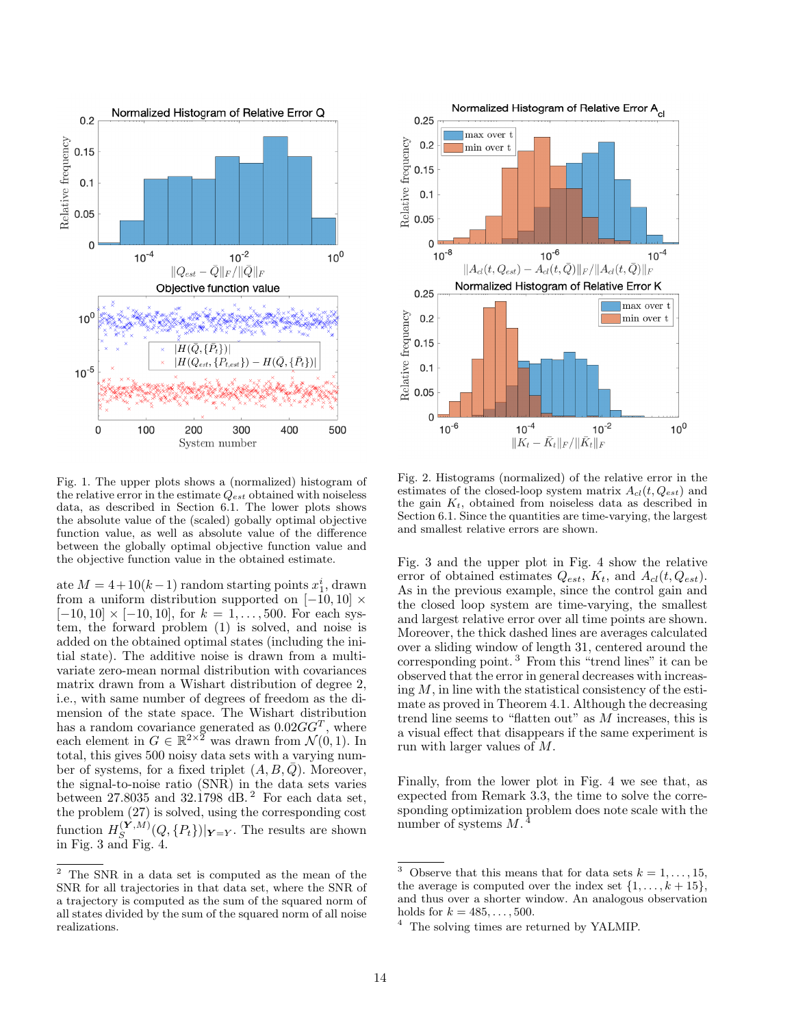Fig. 1. The upper plots shows a (normalized) histogram of the relative error in the estimate $Q_{est}$ obtained with noiseless data, as described in Section 6.1. The lower plots shows the absolute value of the (scaled) gobally optimal objective function value, as well as absolute value of the difference between the globally optimal objective function value and the objective function value in the obtained estimate.

Fig. 2. Histograms (normalized) of the relative error in the estimates of the closed-loop system matrix $A_{cl}(t, Q_{est})$ and the gain $K_t$, obtained from noiseless data as described in Section 6.1. Since the quantities are time-varying, the largest and smallest relative errors are shown.

ate $M = 4+10(k-1)$ random starting points $x_1^i$, drawn from a uniform distribution supported on $[-10, 10] \times [-10, 10] \times [-10, 10]$, for $k = 1, \ldots, 500$. For each system, the forward problem (1) is solved, and noise is added on the obtained optimal states (including the initial state). The additive noise is drawn from a multivariate zero-mean normal distribution with covariances matrix drawn from a Wishart distribution of degree 2, i.e., with same number of degrees of freedom as the dimension of the state space. The Wishart distribution has a random covariance generated as $0.02GG^T$, where each element in $G \in \mathbb{R}^{2\times 2}$ was drawn from $\mathcal{N}(0, 1)$. In total, this gives 500 noisy data sets with a varying number of systems, for a fixed triplet $(A, B, \bar{Q})$. Moreover, the signal-to-noise ratio (SNR) in the data sets varies between 27.8035 and 32.1798 dB. [2] For each data set, the problem (27) is solved, using the corresponding cost function $H_S^{(\boldsymbol{Y},M)}(Q, \{P_t\})|_{\boldsymbol{Y}=Y}$. The results are shown in Fig. 3 and Fig. 4.

Fig. 3 and the upper plot in Fig. 4 show the relative error of obtained estimates $Q_{est}$, $K_t$, and $A_{cl}(t, Q_{est})$. As in the previous example, since the control gain and the closed loop system are time-varying, the smallest and largest relative error over all time points are shown. Moreover, the thick dashed lines are averages calculated over a sliding window of length 31, centered around the corresponding point. [3] From this "trend lines" it can be observed that the error in general decreases with increasing $M$, in line with the statistical consistency of the estimate as proved in Theorem 4.1. Although the decreasing trend line seems to "flatten out" as $M$ increases, this is a visual effect that disappears if the same experiment is run with larger values of $M$.

Finally, from the lower plot in Fig. 4 we see that, as expected from Remark 3.3, the time to solve the corresponding optimization problem does note scale with the number of systems $M$. [4]

[2] The SNR in a data set is computed as the mean of the SNR for all trajectories in that data set, where the SNR of a trajectory is computed as the sum of the squared norm of all states divided by the sum of the squared norm of all noise realizations.

[3] Observe that this means that for data sets $k = 1, \ldots, 15$, the average is computed over the index set $\{1, \ldots, k + 15\}$, and thus over a shorter window. An analogous observation holds for $k = 485, \ldots, 500$.

[4] The solving times are returned by YALMIP.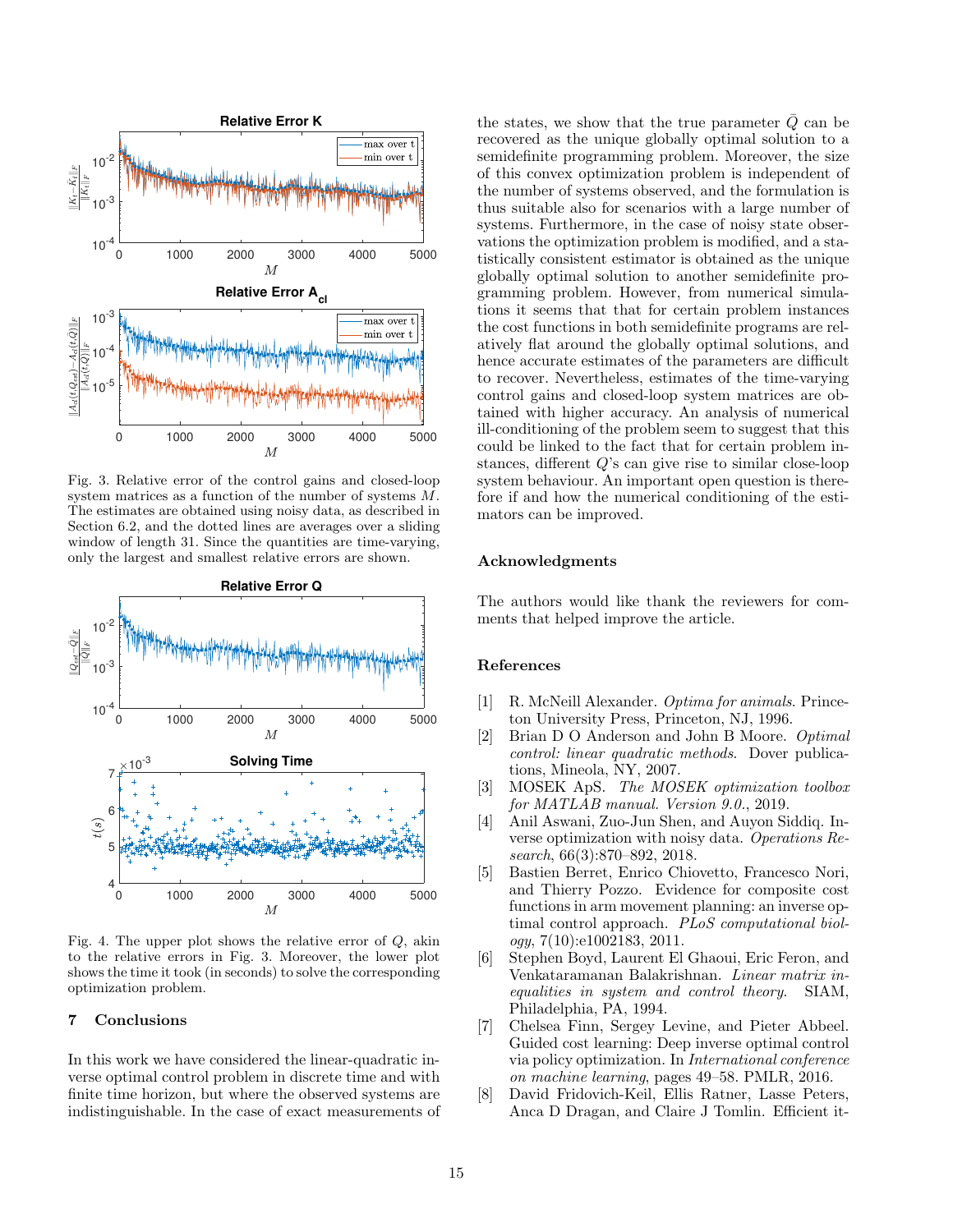Fig. 3. Relative error of the control gains and closed-loop system matrices as a function of the number of systems $M$. The estimates are obtained using noisy data, as described in Section 6.2, and the dotted lines are averages over a sliding window of length 31. Since the quantities are time-varying, only the largest and smallest relative errors are shown.

Fig. 4. The upper plot shows the relative error of $Q$, akin to the relative errors in Fig. 3. Moreover, the lower plot shows the time it took (in seconds) to solve the corresponding optimization problem.

## 7 Conclusions

In this work we have considered the linear-quadratic inverse optimal control problem in discrete time and with finite time horizon, but where the observed systems are indistinguishable. In the case of exact measurements of the states, we show that the true parameter $\bar{Q}$ can be recovered as the unique globally optimal solution to a semidefinite programming problem. Moreover, the size of this convex optimization problem is independent of the number of systems observed, and the formulation is thus suitable also for scenarios with a large number of systems. Furthermore, in the case of noisy state observations the optimization problem is modified, and a statistically consistent estimator is obtained as the unique globally optimal solution to another semidefinite programming problem. However, from numerical simulations it seems that that for certain problem instances the cost functions in both semidefinite programs are relatively flat around the globally optimal solutions, and hence accurate estimates of the parameters are difficult to recover. Nevertheless, estimates of the time-varying control gains and closed-loop system matrices are obtained with higher accuracy. An analysis of numerical ill-conditioning of the problem seem to suggest that this could be linked to the fact that for certain problem instances, different $Q$'s can give rise to similar close-loop system behaviour. An important open question is therefore if and how the numerical conditioning of the estimators can be improved.

## Acknowledgments

The authors would like thank the reviewers for comments that helped improve the article.

## References

[1] R. McNeill Alexander. *Optima for animals*. Princeton University Press, Princeton, NJ, 1996.

[2] Brian D O Anderson and John B Moore. *Optimal control: linear quadratic methods*. Dover publications, Mineola, NY, 2007.

[3] MOSEK ApS. *The MOSEK optimization toolbox for MATLAB manual. Version 9.0.*, 2019.

[4] Anil Aswani, Zuo-Jun Shen, and Auyon Siddiq. Inverse optimization with noisy data. *Operations Research*, 66(3):870–892, 2018.

[5] Bastien Berret, Enrico Chiovetto, Francesco Nori, and Thierry Pozzo. Evidence for composite cost functions in arm movement planning: an inverse optimal control approach. *PLoS computational biology*, 7(10):e1002183, 2011.

[6] Stephen Boyd, Laurent El Ghaoui, Eric Feron, and Venkataramanan Balakrishnan. *Linear matrix inequalities in system and control theory*. SIAM, Philadelphia, PA, 1994.

[7] Chelsea Finn, Sergey Levine, and Pieter Abbeel. Guided cost learning: Deep inverse optimal control via policy optimization. In *International conference on machine learning*, pages 49–58. PMLR, 2016.

[8] David Fridovich-Keil, Ellis Ratner, Lasse Peters, Anca D Dragan, and Claire J Tomlin. Efficient it-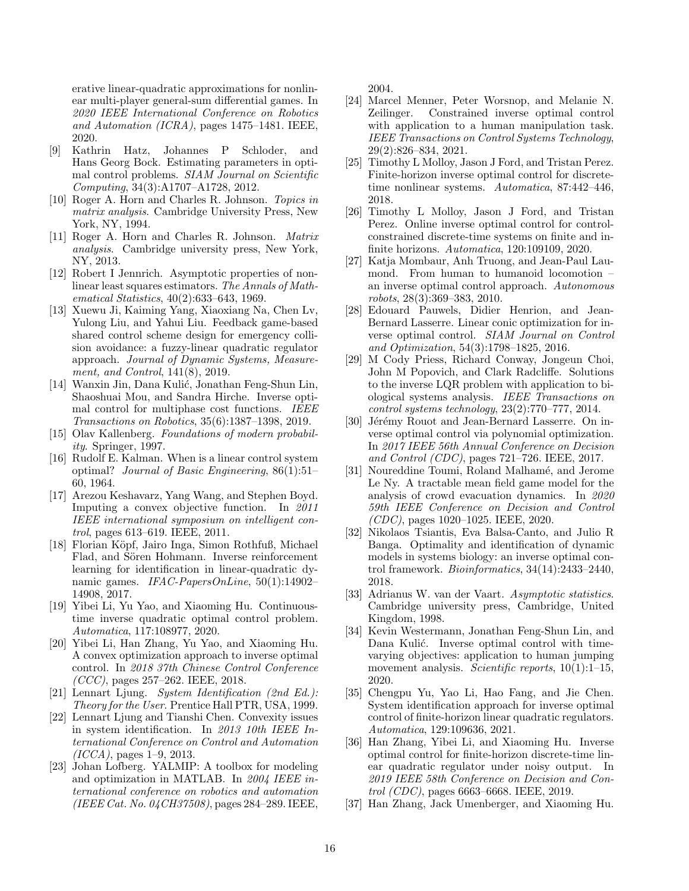erative linear-quadratic approximations for nonlinear multi-player general-sum differential games. In *2020 IEEE International Conference on Robotics and Automation (ICRA)*, pages 1475–1481. IEEE, 2020.

[9] Kathrin Hatz, Johannes P Schloder, and Hans Georg Bock. Estimating parameters in optimal control problems. *SIAM Journal on Scientific Computing*, 34(3):A1707–A1728, 2012.

[10] Roger A. Horn and Charles R. Johnson. *Topics in matrix analysis*. Cambridge University Press, New York, NY, 1994.

[11] Roger A. Horn and Charles R. Johnson. *Matrix analysis*. Cambridge university press, New York, NY, 2013.

[12] Robert I Jennrich. Asymptotic properties of nonlinear least squares estimators. *The Annals of Mathematical Statistics*, 40(2):633–643, 1969.

[13] Xuewu Ji, Kaiming Yang, Xiaoxiang Na, Chen Lv, Yulong Liu, and Yahui Liu. Feedback game-based shared control scheme design for emergency collision avoidance: a fuzzy-linear quadratic regulator approach. *Journal of Dynamic Systems, Measurement, and Control*, 141(8), 2019.

[14] Wanxin Jin, Dana Kulić, Jonathan Feng-Shun Lin, Shaoshuai Mou, and Sandra Hirche. Inverse optimal control for multiphase cost functions. *IEEE Transactions on Robotics*, 35(6):1387–1398, 2019.

[15] Olav Kallenberg. *Foundations of modern probability*. Springer, 1997.

[16] Rudolf E. Kalman. When is a linear control system optimal? *Journal of Basic Engineering*, 86(1):51–60, 1964.

[17] Arezou Keshavarz, Yang Wang, and Stephen Boyd. Imputing a convex objective function. In *2011 IEEE international symposium on intelligent control*, pages 613–619. IEEE, 2011.

[18] Florian Köpf, Jairo Inga, Simon Rothfuß, Michael Flad, and Sören Hohmann. Inverse reinforcement learning for identification in linear-quadratic dynamic games. *IFAC-PapersOnLine*, 50(1):14902–14908, 2017.

[19] Yibei Li, Yu Yao, and Xiaoming Hu. Continuous-time inverse quadratic optimal control problem. *Automatica*, 117:108977, 2020.

[20] Yibei Li, Han Zhang, Yu Yao, and Xiaoming Hu. A convex optimization approach to inverse optimal control. In *2018 37th Chinese Control Conference (CCC)*, pages 257–262. IEEE, 2018.

[21] Lennart Ljung. *System Identification (2nd Ed.): Theory for the User*. Prentice Hall PTR, USA, 1999.

[22] Lennart Ljung and Tianshi Chen. Convexity issues in system identification. In *2013 10th IEEE International Conference on Control and Automation (ICCA)*, pages 1–9, 2013.

[23] Johan Lofberg. YALMIP: A toolbox for modeling and optimization in MATLAB. In *2004 IEEE international conference on robotics and automation (IEEE Cat. No. 04CH37508)*, pages 284–289. IEEE, 2004.

[24] Marcel Menner, Peter Worsnop, and Melanie N. Zeilinger. Constrained inverse optimal control with application to a human manipulation task. *IEEE Transactions on Control Systems Technology*, 29(2):826–834, 2021.

[25] Timothy L Molloy, Jason J Ford, and Tristan Perez. Finite-horizon inverse optimal control for discrete-time nonlinear systems. *Automatica*, 87:442–446, 2018.

[26] Timothy L Molloy, Jason J Ford, and Tristan Perez. Online inverse optimal control for control-constrained discrete-time systems on finite and infinite horizons. *Automatica*, 120:109109, 2020.

[27] Katja Mombaur, Anh Truong, and Jean-Paul Laumond. From human to humanoid locomotion – an inverse optimal control approach. *Autonomous robots*, 28(3):369–383, 2010.

[28] Edouard Pauwels, Didier Henrion, and Jean-Bernard Lasserre. Linear conic optimization for inverse optimal control. *SIAM Journal on Control and Optimization*, 54(3):1798–1825, 2016.

[29] M Cody Priess, Richard Conway, Jongeun Choi, John M Popovich, and Clark Radcliffe. Solutions to the inverse LQR problem with application to biological systems analysis. *IEEE Transactions on control systems technology*, 23(2):770–777, 2014.

[30] Jérémy Rouot and Jean-Bernard Lasserre. On inverse optimal control via polynomial optimization. In *2017 IEEE 56th Annual Conference on Decision and Control (CDC)*, pages 721–726. IEEE, 2017.

[31] Noureddine Toumi, Roland Malhamé, and Jerome Le Ny. A tractable mean field game model for the analysis of crowd evacuation dynamics. In *2020 59th IEEE Conference on Decision and Control (CDC)*, pages 1020–1025. IEEE, 2020.

[32] Nikolaos Tsiantis, Eva Balsa-Canto, and Julio R Banga. Optimality and identification of dynamic models in systems biology: an inverse optimal control framework. *Bioinformatics*, 34(14):2433–2440, 2018.

[33] Adrianus W. van der Vaart. *Asymptotic statistics*. Cambridge university press, Cambridge, United Kingdom, 1998.

[34] Kevin Westermann, Jonathan Feng-Shun Lin, and Dana Kulić. Inverse optimal control with time-varying objectives: application to human jumping movement analysis. *Scientific reports*, 10(1):1–15, 2020.

[35] Chengpu Yu, Yao Li, Hao Fang, and Jie Chen. System identification approach for inverse optimal control of finite-horizon linear quadratic regulators. *Automatica*, 129:109636, 2021.

[36] Han Zhang, Yibei Li, and Xiaoming Hu. Inverse optimal control for finite-horizon discrete-time linear quadratic regulator under noisy output. In *2019 IEEE 58th Conference on Decision and Control (CDC)*, pages 6663–6668. IEEE, 2019.

[37] Han Zhang, Jack Umenberger, and Xiaoming Hu.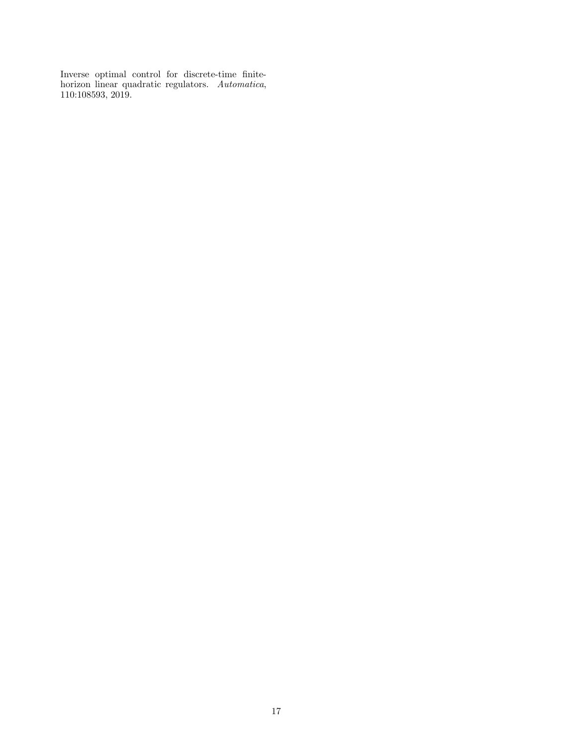Inverse optimal control for discrete-time finite-horizon linear quadratic regulators. *Automatica*, 110:108593, 2019.